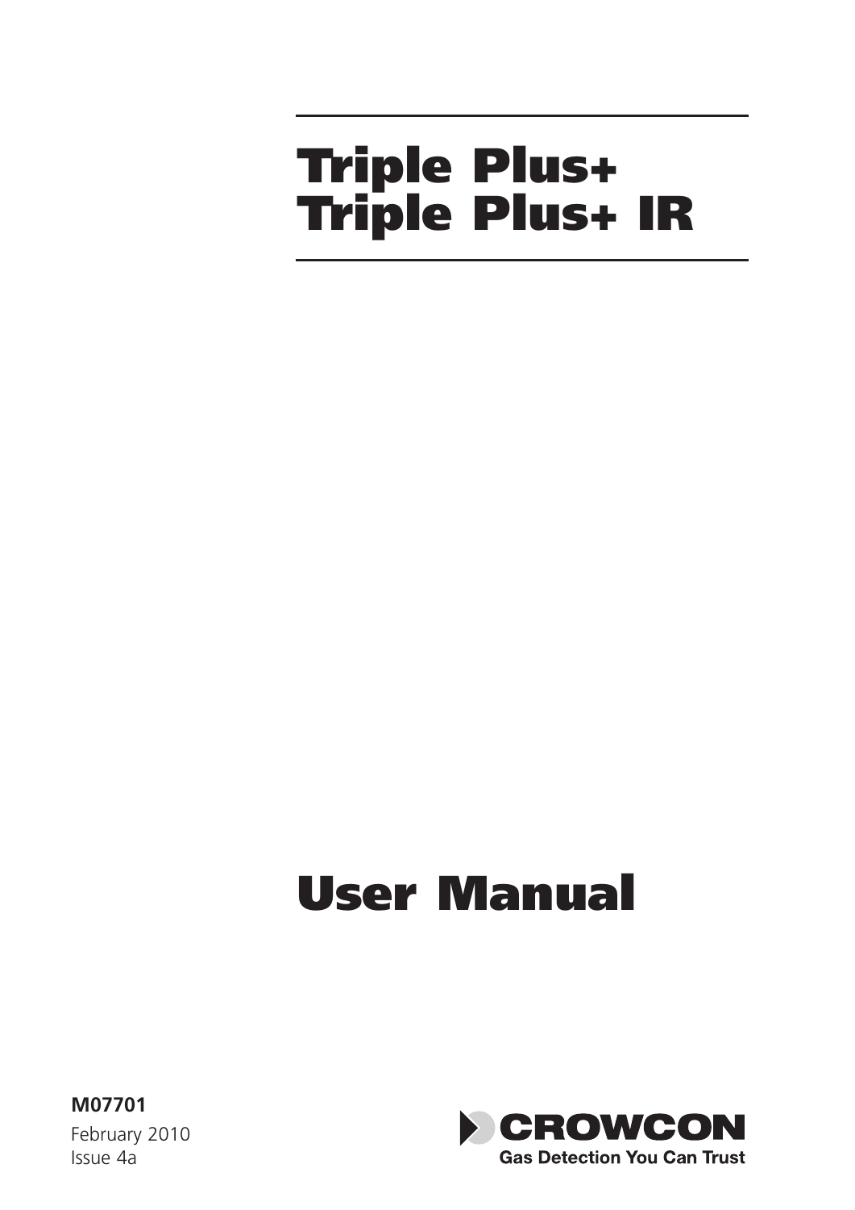# Triple Plus+
# Triple Plus+ IR

# User Manual

**M07701**

February 2010

Issue 4a

CROWCON

Gas Detection You Can Trust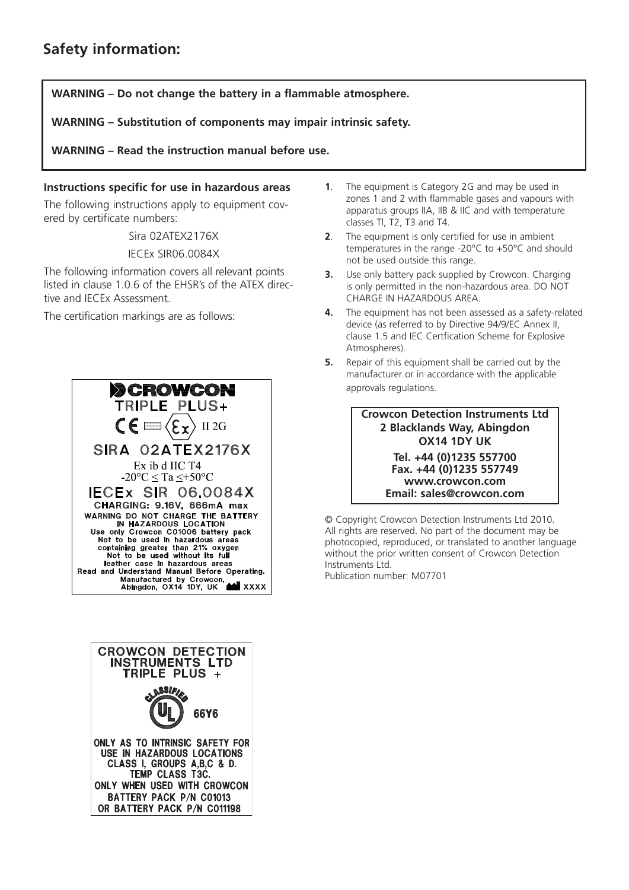## Safety information:

**WARNING – Do not change the battery in a flammable atmosphere.**

**WARNING – Substitution of components may impair intrinsic safety.**

**WARNING – Read the instruction manual before use.**

**Instructions specific for use in hazardous areas**

The following instructions apply to equipment covered by certificate numbers:

Sira 02ATEX2176X

IECEx SIR06.0084X

The following information covers all relevant points listed in clause 1.0.6 of the EHSR's of the ATEX directive and IECEx Assessment.

The certification markings are as follows:

CROWCON
TRIPLE PLUS+
CE Ex II 2G
SIRA 02ATEX2176X
Ex ib d IIC T4
-20°C ≤ Ta ≤+50°C
IECEx SIR 06.0084X
CHARGING: 9.16V, 666mA max
WARNING DO NOT CHARGE THE BATTERY IN HAZARDOUS LOCATION
Use only Crowcon C01006 battery pack
Not to be used in hazardous areas containing greater than 21% oxygen
Not to be used without its full leather case in hazardous areas
Read and Understand Manual Before Operating.
Manufactured by Crowcon, Abingdon, OX14 1DY, UK XXXX

CROWCON DETECTION INSTRUMENTS LTD
TRIPLE PLUS +
CLASSIFIED UL 66Y6
ONLY AS TO INTRINSIC SAFETY FOR USE IN HAZARDOUS LOCATIONS
CLASS I, GROUPS A,B,C & D.
TEMP CLASS T3C.
ONLY WHEN USED WITH CROWCON BATTERY PACK P/N C01013
OR BATTERY PACK P/N C011198

1. The equipment is Category 2G and may be used in zones 1 and 2 with flammable gases and vapours with apparatus groups IIA, IIB & IIC and with temperature classes TI, T2, T3 and T4.
2. The equipment is only certified for use in ambient temperatures in the range -20°C to +50°C and should not be used outside this range.
3. Use only battery pack supplied by Crowcon. Charging is only permitted in the non-hazardous area. DO NOT CHARGE IN HAZARDOUS AREA.
4. The equipment has not been assessed as a safety-related device (as referred to by Directive 94/9/EC Annex II, clause 1.5 and IEC Certfication Scheme for Explosive Atmospheres).
5. Repair of this equipment shall be carried out by the manufacturer or in accordance with the applicable approvals regulations.

**Crowcon Detection Instruments Ltd**
**2 Blacklands Way, Abingdon**
**OX14 1DY UK**
**Tel. +44 (0)1235 557700**
**Fax. +44 (0)1235 557749**
**www.crowcon.com**
**Email: sales@crowcon.com**

© Copyright Crowcon Detection Instruments Ltd 2010. All rights are reserved. No part of the document may be photocopied, reproduced, or translated to another language without the prior written consent of Crowcon Detection Instruments Ltd.
Publication number: M07701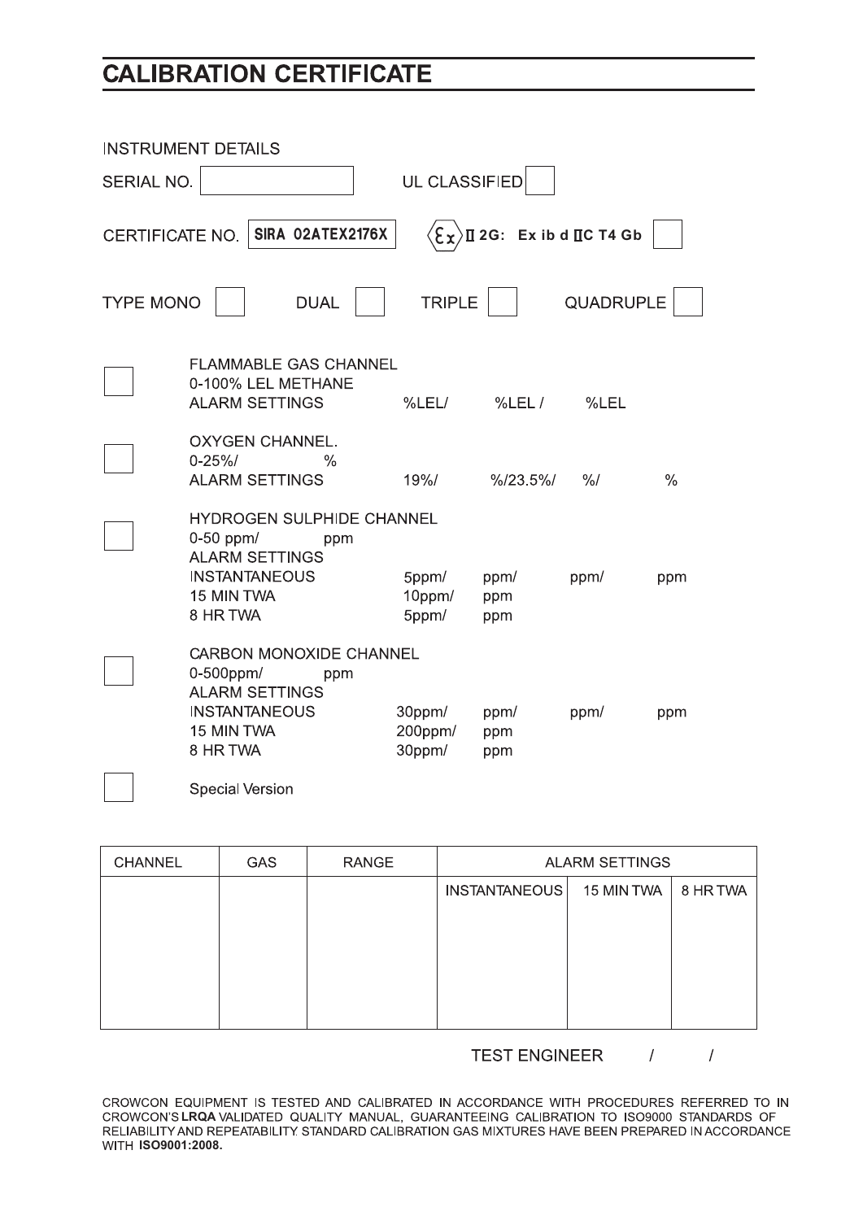# CALIBRATION CERTIFICATE

INSTRUMENT DETAILS

SERIAL NO. [ ]    UL CLASSIFIED [ ]

CERTIFICATE NO. **SIRA 02ATEX2176X**    ⟨Ex⟩ **II 2G: Ex ib d IIC T4 Gb** [ ]

TYPE MONO [ ]    DUAL [ ]    TRIPLE [ ]    QUADRUPLE [ ]

[ ] FLAMMABLE GAS CHANNEL
0-100% LEL METHANE
ALARM SETTINGS    %LEL/    %LEL /    %LEL

[ ] OXYGEN CHANNEL.
0-25%/    %
ALARM SETTINGS    19%/    %/23.5%/    %/    %

[ ] HYDROGEN SULPHIDE CHANNEL
0-50 ppm/    ppm
ALARM SETTINGS

| | | | | |
|---|---|---|---|---|
| INSTANTANEOUS | 5ppm/ | ppm/ | ppm/ | ppm |
| 15 MIN TWA | 10ppm/ | ppm | | |
| 8 HR TWA | 5ppm/ | ppm | | |

[ ] CARBON MONOXIDE CHANNEL
0-500ppm/    ppm
ALARM SETTINGS

| | | | | |
|---|---|---|---|---|
| INSTANTANEOUS | 30ppm/ | ppm/ | ppm/ | ppm |
| 15 MIN TWA | 200ppm/ | ppm | | |
| 8 HR TWA | 30ppm/ | ppm | | |

[ ] Special Version

| CHANNEL | GAS | RANGE | ALARM SETTINGS | | |
|---|---|---|---|---|---|
| | | | INSTANTANEOUS | 15 MIN TWA | 8 HR TWA |
| | | | | | |

TEST ENGINEER    /    /

CROWCON EQUIPMENT IS TESTED AND CALIBRATED IN ACCORDANCE WITH PROCEDURES REFERRED TO IN CROWCON'S **LRQA** VALIDATED QUALITY MANUAL, GUARANTEEING CALIBRATION TO ISO9000 STANDARDS OF RELIABILITY AND REPEATABILITY. STANDARD CALIBRATION GAS MIXTURES HAVE BEEN PREPARED IN ACCORDANCE WITH **ISO9001:2008.**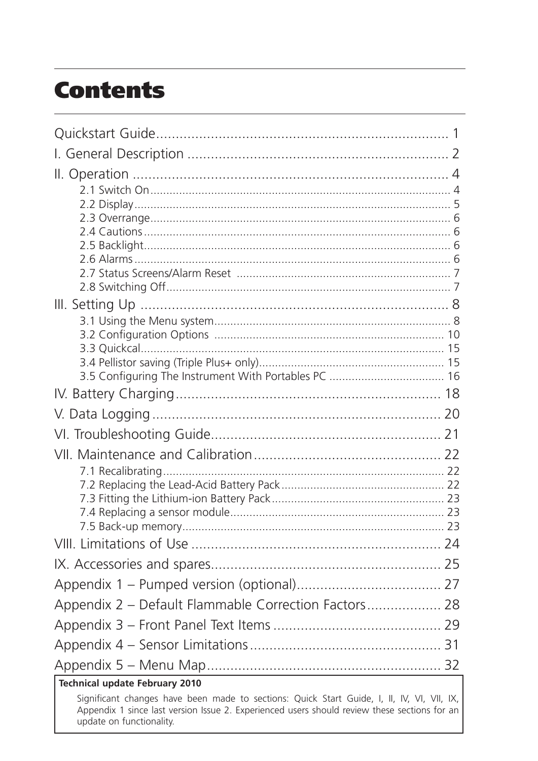# Contents

Quickstart Guide........................................................................ 1

I. General Description ................................................................ 2

II. Operation ............................................................................. 4

- 2.1 Switch On............................................................................................. 4
- 2.2 Display.................................................................................................. 5
- 2.3 Overrange............................................................................................. 6
- 2.4 Cautions................................................................................................ 6
- 2.5 Backlight............................................................................................... 6
- 2.6 Alarms................................................................................................... 6
- 2.7 Status Screens/Alarm Reset .................................................................. 7
- 2.8 Switching Off........................................................................................ 7

III. Setting Up ........................................................................... 8

- 3.1 Using the Menu system.......................................................................... 8
- 3.2 Configuration Options ....................................................................... 10
- 3.3 Quickcal.............................................................................................. 15
- 3.4 Pellistor saving (Triple Plus+ only).......................................................... 15
- 3.5 Configuring The Instrument With Portables PC .................................... 16

IV. Battery Charging.................................................................. 18

V. Data Logging......................................................................... 20

VI. Troubleshooting Guide......................................................... 21

VII. Maintenance and Calibration.............................................. 22

- 7.1 Recalibrating........................................................................................ 22
- 7.2 Replacing the Lead-Acid Battery Pack.................................................. 22
- 7.3 Fitting the Lithium-ion Battery Pack..................................................... 23
- 7.4 Replacing a sensor module.................................................................. 23
- 7.5 Back-up memory.................................................................................. 23

VIII. Limitations of Use .............................................................. 24

IX. Accessories and spares......................................................... 25

Appendix 1 – Pumped version (optional)................................... 27

Appendix 2 – Default Flammable Correction Factors.................. 28

Appendix 3 – Front Panel Text Items ......................................... 29

Appendix 4 – Sensor Limitations................................................ 31

Appendix 5 – Menu Map........................................................... 32

**Technical update February 2010**

Significant changes have been made to sections: Quick Start Guide, I, II, IV, VI, VII, IX, Appendix 1 since last version Issue 2. Experienced users should review these sections for an update on functionality.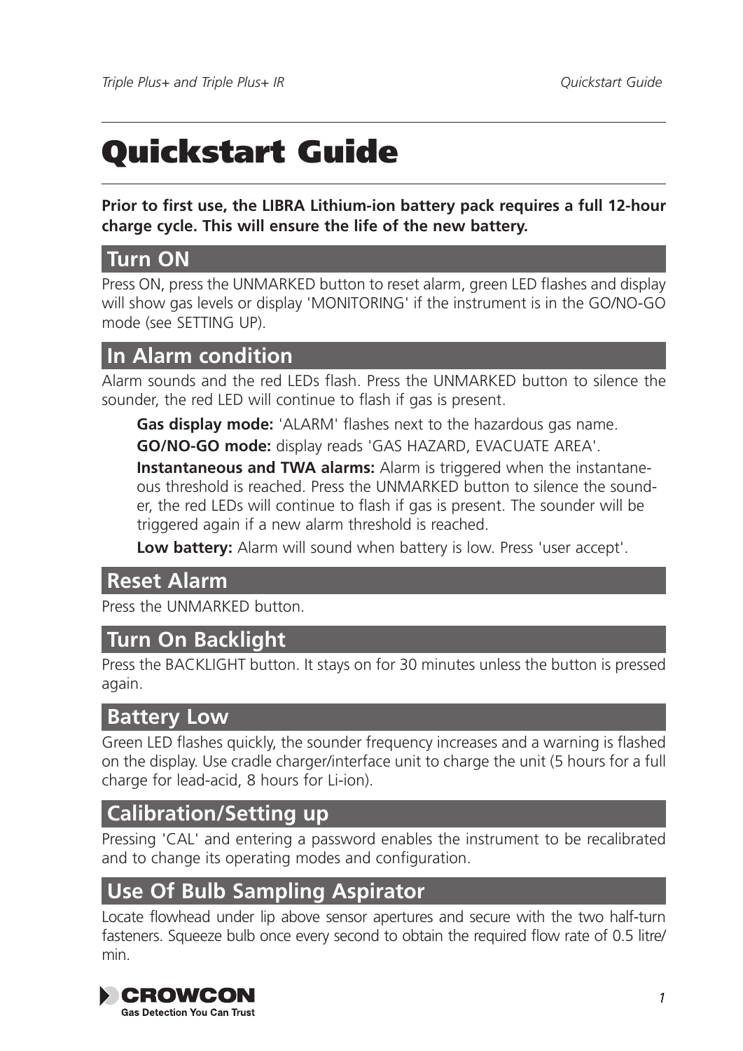# Quickstart Guide

**Prior to first use, the LIBRA Lithium-ion battery pack requires a full 12-hour charge cycle. This will ensure the life of the new battery.**

## Turn ON

Press ON, press the UNMARKED button to reset alarm, green LED flashes and display will show gas levels or display 'MONITORING' if the instrument is in the GO/NO-GO mode (see SETTING UP).

## In Alarm condition

Alarm sounds and the red LEDs flash. Press the UNMARKED button to silence the sounder, the red LED will continue to flash if gas is present.

**Gas display mode:** 'ALARM' flashes next to the hazardous gas name.

**GO/NO-GO mode:** display reads 'GAS HAZARD, EVACUATE AREA'.

**Instantaneous and TWA alarms:** Alarm is triggered when the instantaneous threshold is reached. Press the UNMARKED button to silence the sounder, the red LEDs will continue to flash if gas is present. The sounder will be triggered again if a new alarm threshold is reached.

**Low battery:** Alarm will sound when battery is low. Press 'user accept'.

## Reset Alarm

Press the UNMARKED button.

## Turn On Backlight

Press the BACKLIGHT button. It stays on for 30 minutes unless the button is pressed again.

## Battery Low

Green LED flashes quickly, the sounder frequency increases and a warning is flashed on the display. Use cradle charger/interface unit to charge the unit (5 hours for a full charge for lead-acid, 8 hours for Li-ion).

## Calibration/Setting up

Pressing 'CAL' and entering a password enables the instrument to be recalibrated and to change its operating modes and configuration.

## Use Of Bulb Sampling Aspirator

Locate flowhead under lip above sensor apertures and secure with the two half-turn fasteners. Squeeze bulb once every second to obtain the required flow rate of 0.5 litre/min.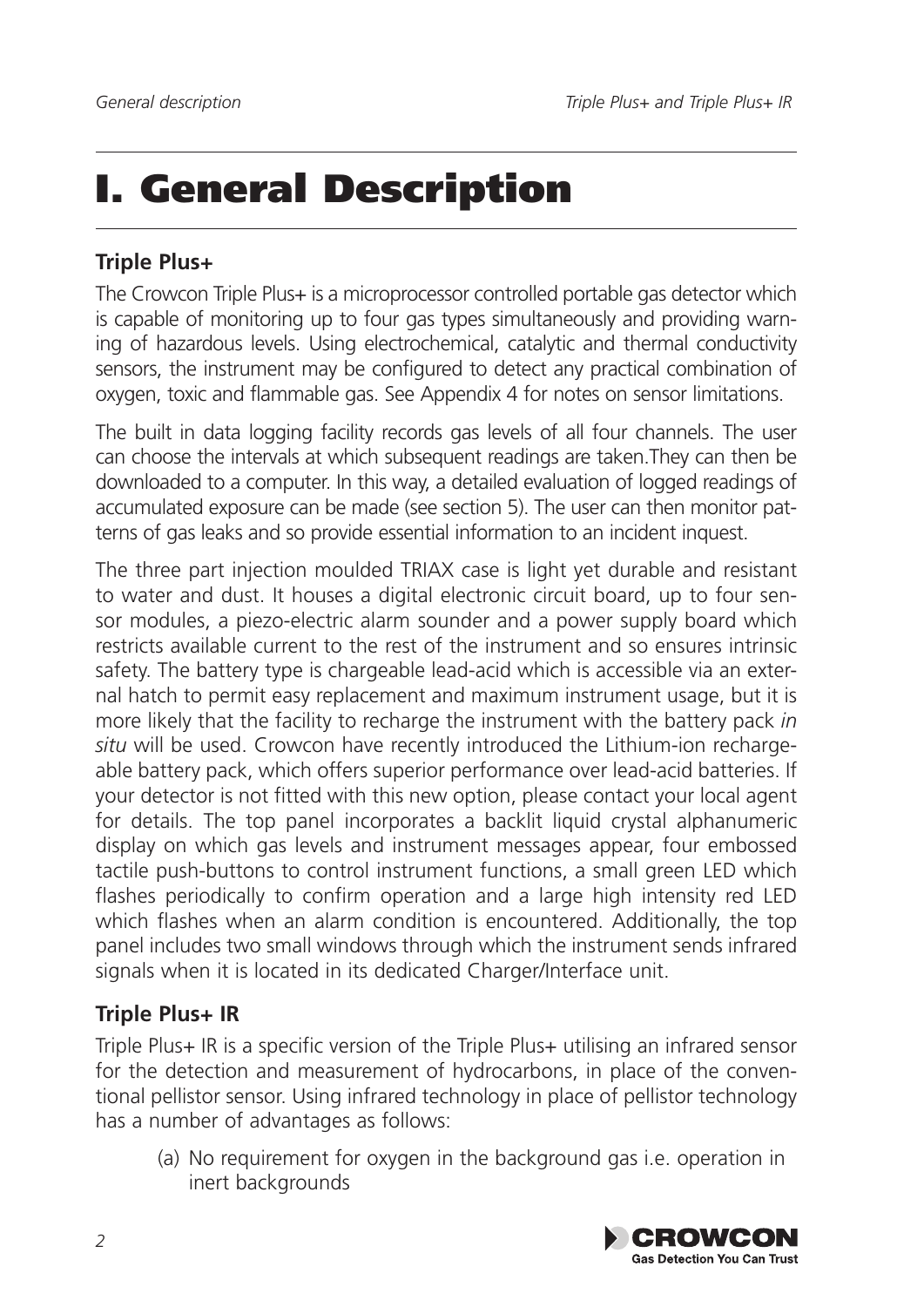# I. General Description

### Triple Plus+

The Crowcon Triple Plus+ is a microprocessor controlled portable gas detector which is capable of monitoring up to four gas types simultaneously and providing warning of hazardous levels. Using electrochemical, catalytic and thermal conductivity sensors, the instrument may be configured to detect any practical combination of oxygen, toxic and flammable gas. See Appendix 4 for notes on sensor limitations.

The built in data logging facility records gas levels of all four channels. The user can choose the intervals at which subsequent readings are taken.They can then be downloaded to a computer. In this way, a detailed evaluation of logged readings of accumulated exposure can be made (see section 5). The user can then monitor patterns of gas leaks and so provide essential information to an incident inquest.

The three part injection moulded TRIAX case is light yet durable and resistant to water and dust. It houses a digital electronic circuit board, up to four sensor modules, a piezo-electric alarm sounder and a power supply board which restricts available current to the rest of the instrument and so ensures intrinsic safety. The battery type is chargeable lead-acid which is accessible via an external hatch to permit easy replacement and maximum instrument usage, but it is more likely that the facility to recharge the instrument with the battery pack *in situ* will be used. Crowcon have recently introduced the Lithium-ion rechargeable battery pack, which offers superior performance over lead-acid batteries. If your detector is not fitted with this new option, please contact your local agent for details. The top panel incorporates a backlit liquid crystal alphanumeric display on which gas levels and instrument messages appear, four embossed tactile push-buttons to control instrument functions, a small green LED which flashes periodically to confirm operation and a large high intensity red LED which flashes when an alarm condition is encountered. Additionally, the top panel includes two small windows through which the instrument sends infrared signals when it is located in its dedicated Charger/Interface unit.

### Triple Plus+ IR

Triple Plus+ IR is a specific version of the Triple Plus+ utilising an infrared sensor for the detection and measurement of hydrocarbons, in place of the conventional pellistor sensor. Using infrared technology in place of pellistor technology has a number of advantages as follows:

(a) No requirement for oxygen in the background gas i.e. operation in inert backgrounds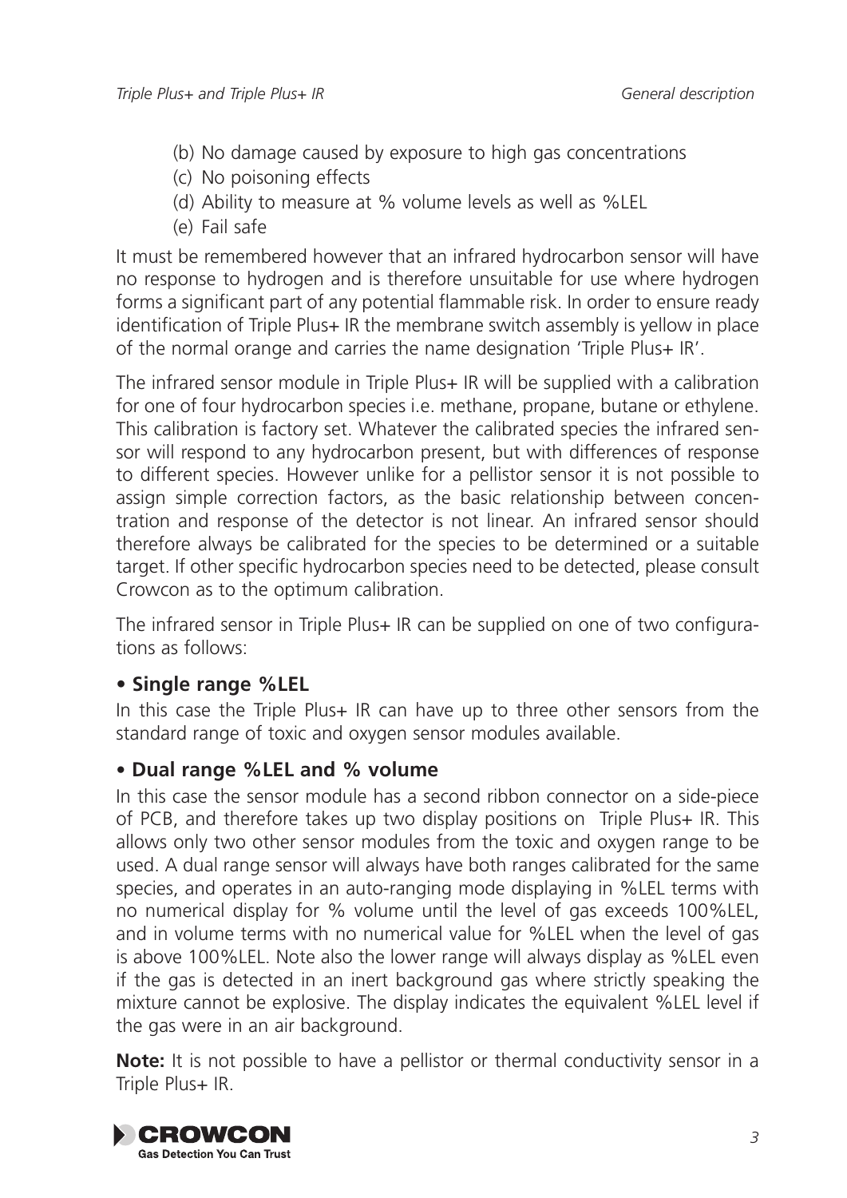(b) No damage caused by exposure to high gas concentrations
(c) No poisoning effects
(d) Ability to measure at % volume levels as well as %LEL
(e) Fail safe

It must be remembered however that an infrared hydrocarbon sensor will have no response to hydrogen and is therefore unsuitable for use where hydrogen forms a significant part of any potential flammable risk. In order to ensure ready identification of Triple Plus+ IR the membrane switch assembly is yellow in place of the normal orange and carries the name designation 'Triple Plus+ IR'.

The infrared sensor module in Triple Plus+ IR will be supplied with a calibration for one of four hydrocarbon species i.e. methane, propane, butane or ethylene. This calibration is factory set. Whatever the calibrated species the infrared sensor will respond to any hydrocarbon present, but with differences of response to different species. However unlike for a pellistor sensor it is not possible to assign simple correction factors, as the basic relationship between concentration and response of the detector is not linear. An infrared sensor should therefore always be calibrated for the species to be determined or a suitable target. If other specific hydrocarbon species need to be detected, please consult Crowcon as to the optimum calibration.

The infrared sensor in Triple Plus+ IR can be supplied on one of two configurations as follows:

- **Single range %LEL**

In this case the Triple Plus+ IR can have up to three other sensors from the standard range of toxic and oxygen sensor modules available.

- **Dual range %LEL and % volume**

In this case the sensor module has a second ribbon connector on a side-piece of PCB, and therefore takes up two display positions on Triple Plus+ IR. This allows only two other sensor modules from the toxic and oxygen range to be used. A dual range sensor will always have both ranges calibrated for the same species, and operates in an auto-ranging mode displaying in %LEL terms with no numerical display for % volume until the level of gas exceeds 100%LEL, and in volume terms with no numerical value for %LEL when the level of gas is above 100%LEL. Note also the lower range will always display as %LEL even if the gas is detected in an inert background gas where strictly speaking the mixture cannot be explosive. The display indicates the equivalent %LEL level if the gas were in an air background.

**Note:** It is not possible to have a pellistor or thermal conductivity sensor in a Triple Plus+ IR.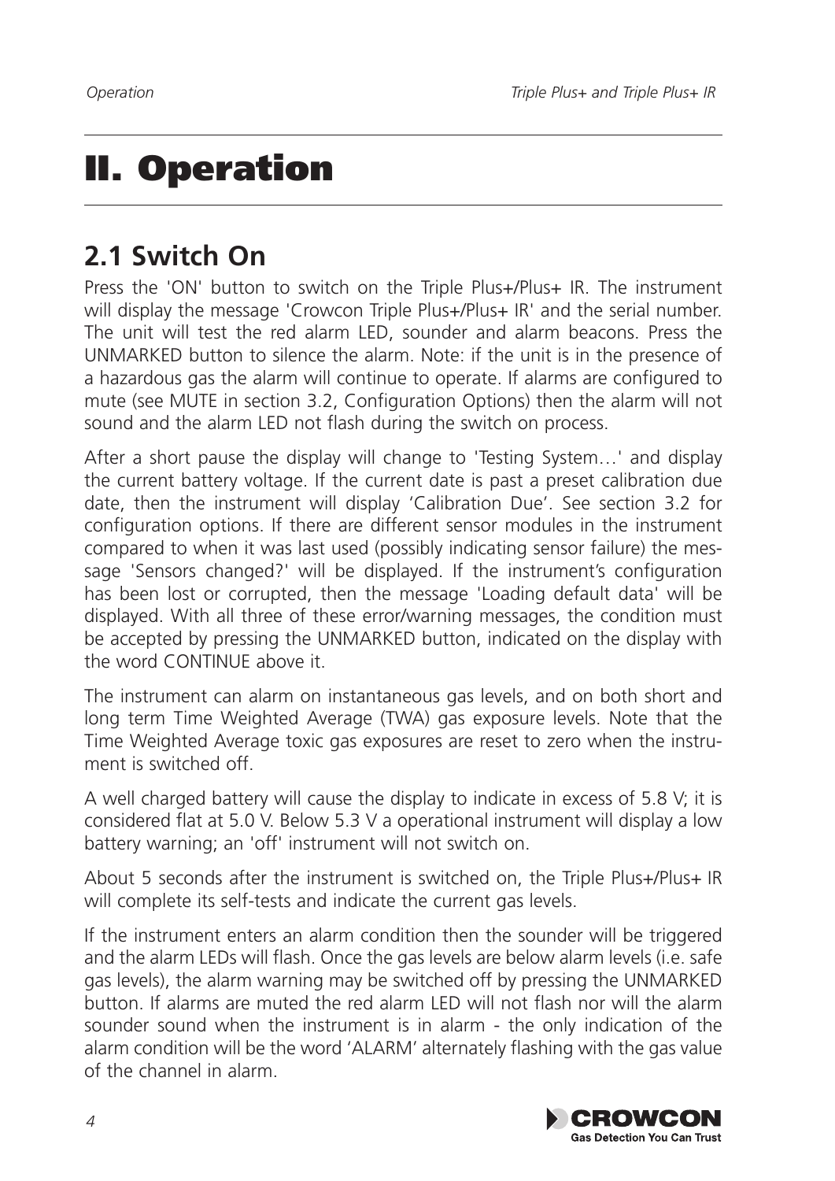# II. Operation

## 2.1 Switch On

Press the 'ON' button to switch on the Triple Plus+/Plus+ IR. The instrument will display the message 'Crowcon Triple Plus+/Plus+ IR' and the serial number. The unit will test the red alarm LED, sounder and alarm beacons. Press the UNMARKED button to silence the alarm. Note: if the unit is in the presence of a hazardous gas the alarm will continue to operate. If alarms are configured to mute (see MUTE in section 3.2, Configuration Options) then the alarm will not sound and the alarm LED not flash during the switch on process.

After a short pause the display will change to 'Testing System…' and display the current battery voltage. If the current date is past a preset calibration due date, then the instrument will display 'Calibration Due'. See section 3.2 for configuration options. If there are different sensor modules in the instrument compared to when it was last used (possibly indicating sensor failure) the message 'Sensors changed?' will be displayed. If the instrument's configuration has been lost or corrupted, then the message 'Loading default data' will be displayed. With all three of these error/warning messages, the condition must be accepted by pressing the UNMARKED button, indicated on the display with the word CONTINUE above it.

The instrument can alarm on instantaneous gas levels, and on both short and long term Time Weighted Average (TWA) gas exposure levels. Note that the Time Weighted Average toxic gas exposures are reset to zero when the instrument is switched off.

A well charged battery will cause the display to indicate in excess of 5.8 V; it is considered flat at 5.0 V. Below 5.3 V a operational instrument will display a low battery warning; an 'off' instrument will not switch on.

About 5 seconds after the instrument is switched on, the Triple Plus+/Plus+ IR will complete its self-tests and indicate the current gas levels.

If the instrument enters an alarm condition then the sounder will be triggered and the alarm LEDs will flash. Once the gas levels are below alarm levels (i.e. safe gas levels), the alarm warning may be switched off by pressing the UNMARKED button. If alarms are muted the red alarm LED will not flash nor will the alarm sounder sound when the instrument is in alarm - the only indication of the alarm condition will be the word 'ALARM' alternately flashing with the gas value of the channel in alarm.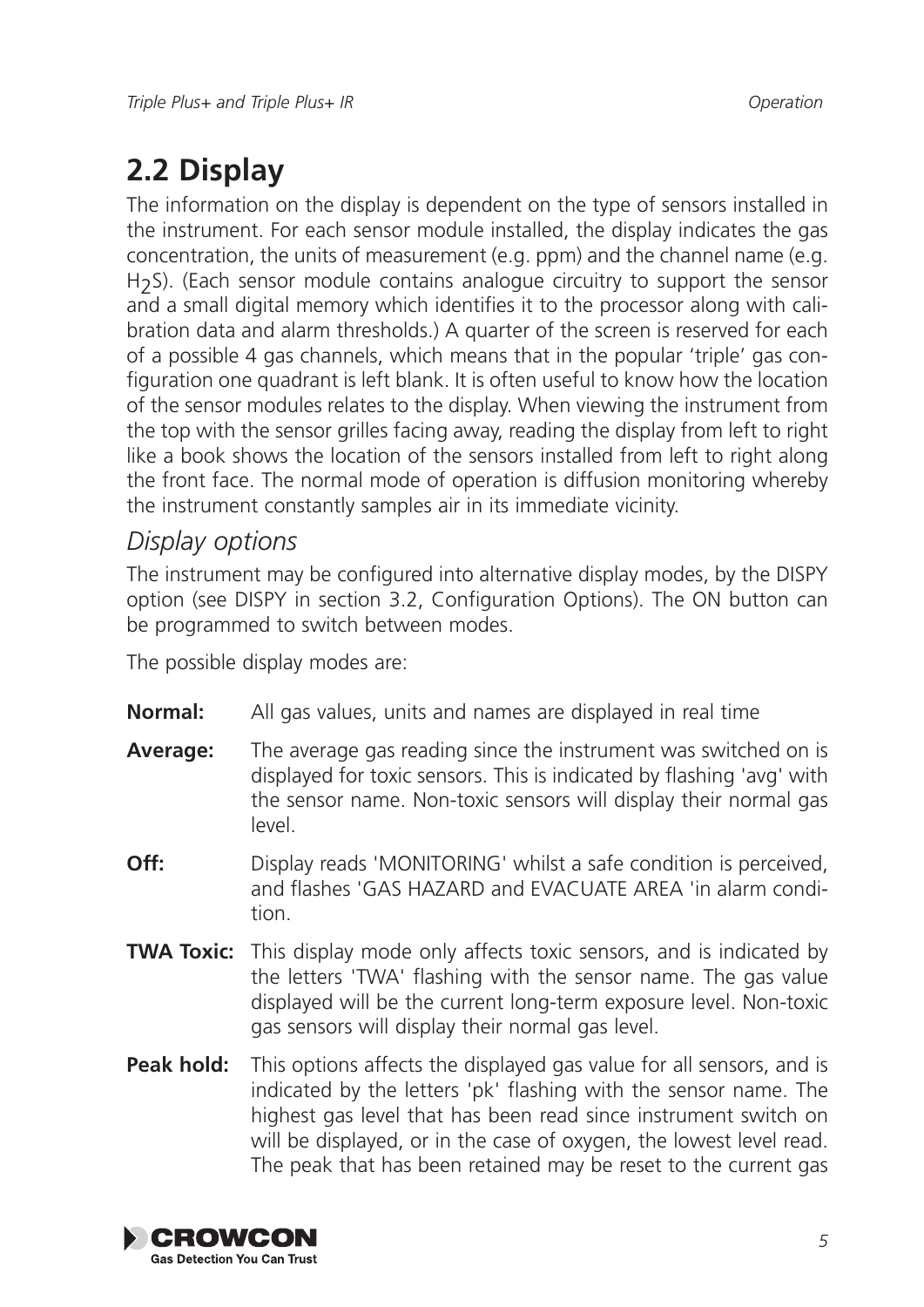## 2.2 Display

The information on the display is dependent on the type of sensors installed in the instrument. For each sensor module installed, the display indicates the gas concentration, the units of measurement (e.g. ppm) and the channel name (e.g. $H_2S$). (Each sensor module contains analogue circuitry to support the sensor and a small digital memory which identifies it to the processor along with calibration data and alarm thresholds.) A quarter of the screen is reserved for each of a possible 4 gas channels, which means that in the popular 'triple' gas configuration one quadrant is left blank. It is often useful to know how the location of the sensor modules relates to the display. When viewing the instrument from the top with the sensor grilles facing away, reading the display from left to right like a book shows the location of the sensors installed from left to right along the front face. The normal mode of operation is diffusion monitoring whereby the instrument constantly samples air in its immediate vicinity.

### *Display options*

The instrument may be configured into alternative display modes, by the DISPY option (see DISPY in section 3.2, Configuration Options). The ON button can be programmed to switch between modes.

The possible display modes are:

**Normal:** All gas values, units and names are displayed in real time

**Average:** The average gas reading since the instrument was switched on is displayed for toxic sensors. This is indicated by flashing 'avg' with the sensor name. Non-toxic sensors will display their normal gas level.

**Off:** Display reads 'MONITORING' whilst a safe condition is perceived, and flashes 'GAS HAZARD and EVACUATE AREA 'in alarm condition.

**TWA Toxic:** This display mode only affects toxic sensors, and is indicated by the letters 'TWA' flashing with the sensor name. The gas value displayed will be the current long-term exposure level. Non-toxic gas sensors will display their normal gas level.

**Peak hold:** This options affects the displayed gas value for all sensors, and is indicated by the letters 'pk' flashing with the sensor name. The highest gas level that has been read since instrument switch on will be displayed, or in the case of oxygen, the lowest level read. The peak that has been retained may be reset to the current gas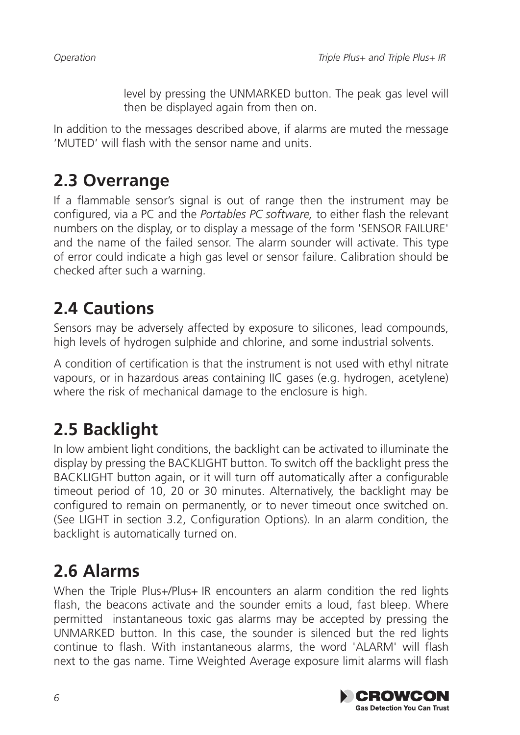level by pressing the UNMARKED button. The peak gas level will then be displayed again from then on.

In addition to the messages described above, if alarms are muted the message 'MUTED' will flash with the sensor name and units.

## 2.3 Overrange

If a flammable sensor's signal is out of range then the instrument may be configured, via a PC and the *Portables PC software,* to either flash the relevant numbers on the display, or to display a message of the form 'SENSOR FAILURE' and the name of the failed sensor. The alarm sounder will activate. This type of error could indicate a high gas level or sensor failure. Calibration should be checked after such a warning.

## 2.4 Cautions

Sensors may be adversely affected by exposure to silicones, lead compounds, high levels of hydrogen sulphide and chlorine, and some industrial solvents.

A condition of certification is that the instrument is not used with ethyl nitrate vapours, or in hazardous areas containing IIC gases (e.g. hydrogen, acetylene) where the risk of mechanical damage to the enclosure is high.

## 2.5 Backlight

In low ambient light conditions, the backlight can be activated to illuminate the display by pressing the BACKLIGHT button. To switch off the backlight press the BACKLIGHT button again, or it will turn off automatically after a configurable timeout period of 10, 20 or 30 minutes. Alternatively, the backlight may be configured to remain on permanently, or to never timeout once switched on. (See LIGHT in section 3.2, Configuration Options). In an alarm condition, the backlight is automatically turned on.

## 2.6 Alarms

When the Triple Plus+/Plus+ IR encounters an alarm condition the red lights flash, the beacons activate and the sounder emits a loud, fast bleep. Where permitted instantaneous toxic gas alarms may be accepted by pressing the UNMARKED button. In this case, the sounder is silenced but the red lights continue to flash. With instantaneous alarms, the word 'ALARM' will flash next to the gas name. Time Weighted Average exposure limit alarms will flash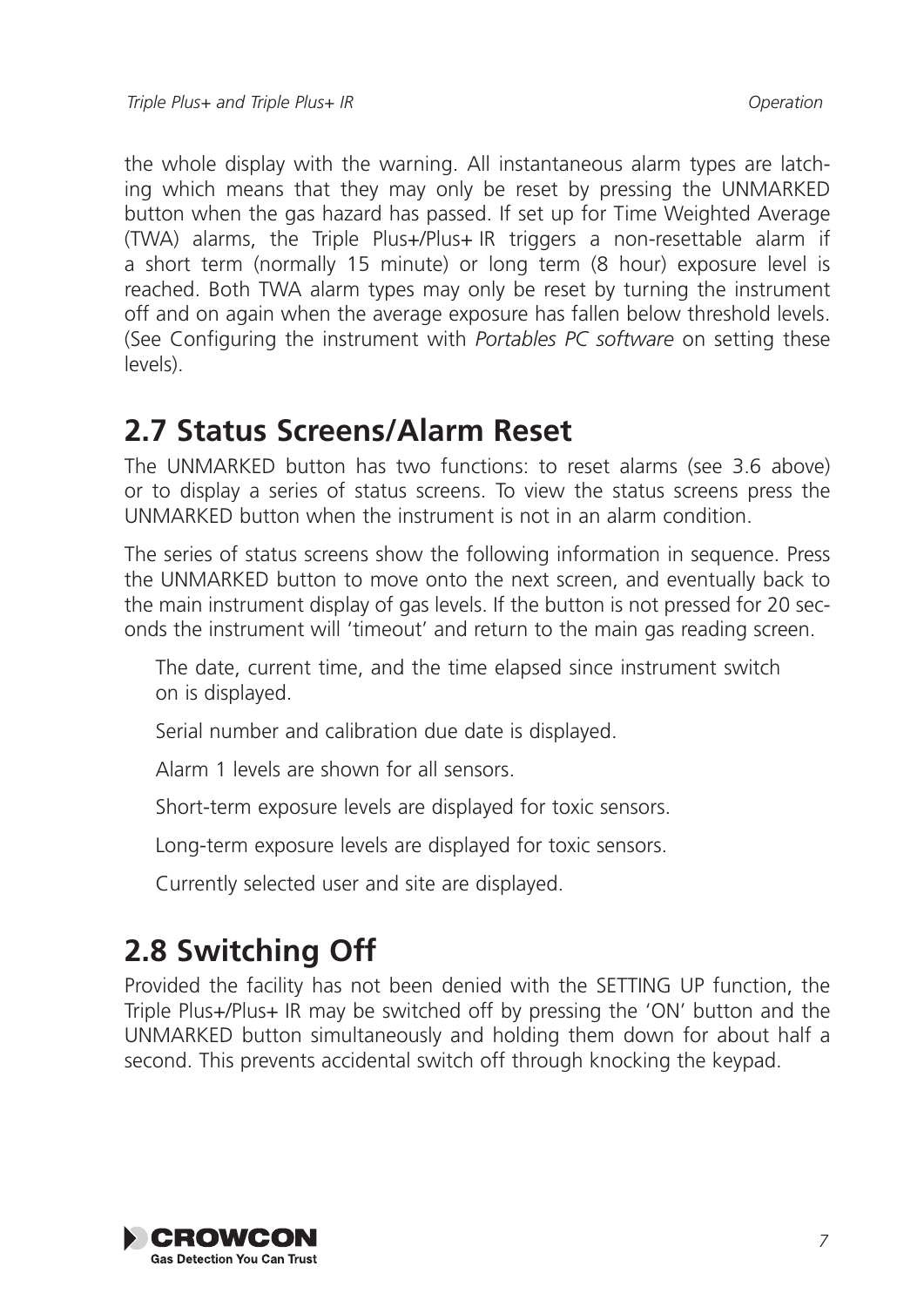the whole display with the warning. All instantaneous alarm types are latching which means that they may only be reset by pressing the UNMARKED button when the gas hazard has passed. If set up for Time Weighted Average (TWA) alarms, the Triple Plus+/Plus+ IR triggers a non-resettable alarm if a short term (normally 15 minute) or long term (8 hour) exposure level is reached. Both TWA alarm types may only be reset by turning the instrument off and on again when the average exposure has fallen below threshold levels. (See Configuring the instrument with *Portables PC software* on setting these levels).

## 2.7 Status Screens/Alarm Reset

The UNMARKED button has two functions: to reset alarms (see 3.6 above) or to display a series of status screens. To view the status screens press the UNMARKED button when the instrument is not in an alarm condition.

The series of status screens show the following information in sequence. Press the UNMARKED button to move onto the next screen, and eventually back to the main instrument display of gas levels. If the button is not pressed for 20 seconds the instrument will 'timeout' and return to the main gas reading screen.

The date, current time, and the time elapsed since instrument switch on is displayed.

Serial number and calibration due date is displayed.

Alarm 1 levels are shown for all sensors.

Short-term exposure levels are displayed for toxic sensors.

Long-term exposure levels are displayed for toxic sensors.

Currently selected user and site are displayed.

## 2.8 Switching Off

Provided the facility has not been denied with the SETTING UP function, the Triple Plus+/Plus+ IR may be switched off by pressing the 'ON' button and the UNMARKED button simultaneously and holding them down for about half a second. This prevents accidental switch off through knocking the keypad.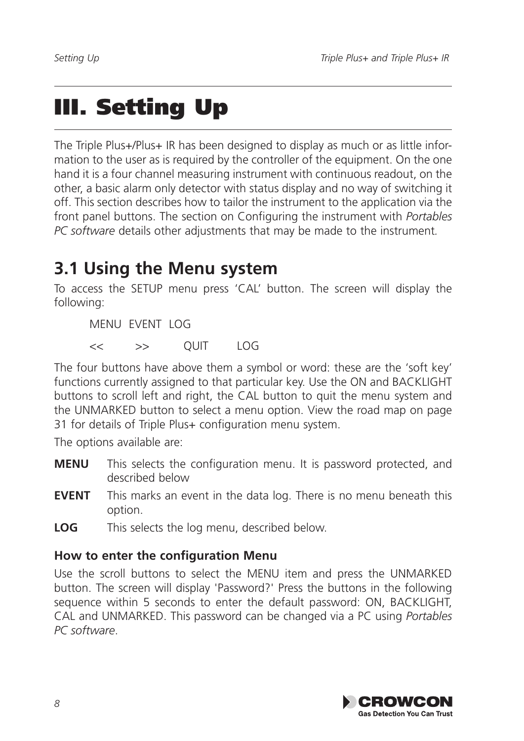# III. Setting Up

The Triple Plus+/Plus+ IR has been designed to display as much or as little information to the user as is required by the controller of the equipment. On the one hand it is a four channel measuring instrument with continuous readout, on the other, a basic alarm only detector with status display and no way of switching it off. This section describes how to tailor the instrument to the application via the front panel buttons. The section on Configuring the instrument with *Portables PC software* details other adjustments that may be made to the instrument.

## 3.1 Using the Menu system

To access the SETUP menu press 'CAL' button. The screen will display the following:

```
MENU  EVENT  LOG
<<      >>      QUIT      LOG
```

The four buttons have above them a symbol or word: these are the 'soft key' functions currently assigned to that particular key. Use the ON and BACKLIGHT buttons to scroll left and right, the CAL button to quit the menu system and the UNMARKED button to select a menu option. View the road map on page 31 for details of Triple Plus+ configuration menu system.

The options available are:

**MENU** This selects the configuration menu. It is password protected, and described below

**EVENT** This marks an event in the data log. There is no menu beneath this option.

**LOG** This selects the log menu, described below.

### How to enter the configuration Menu

Use the scroll buttons to select the MENU item and press the UNMARKED button. The screen will display 'Password?' Press the buttons in the following sequence within 5 seconds to enter the default password: ON, BACKLIGHT, CAL and UNMARKED. This password can be changed via a PC using *Portables PC software*.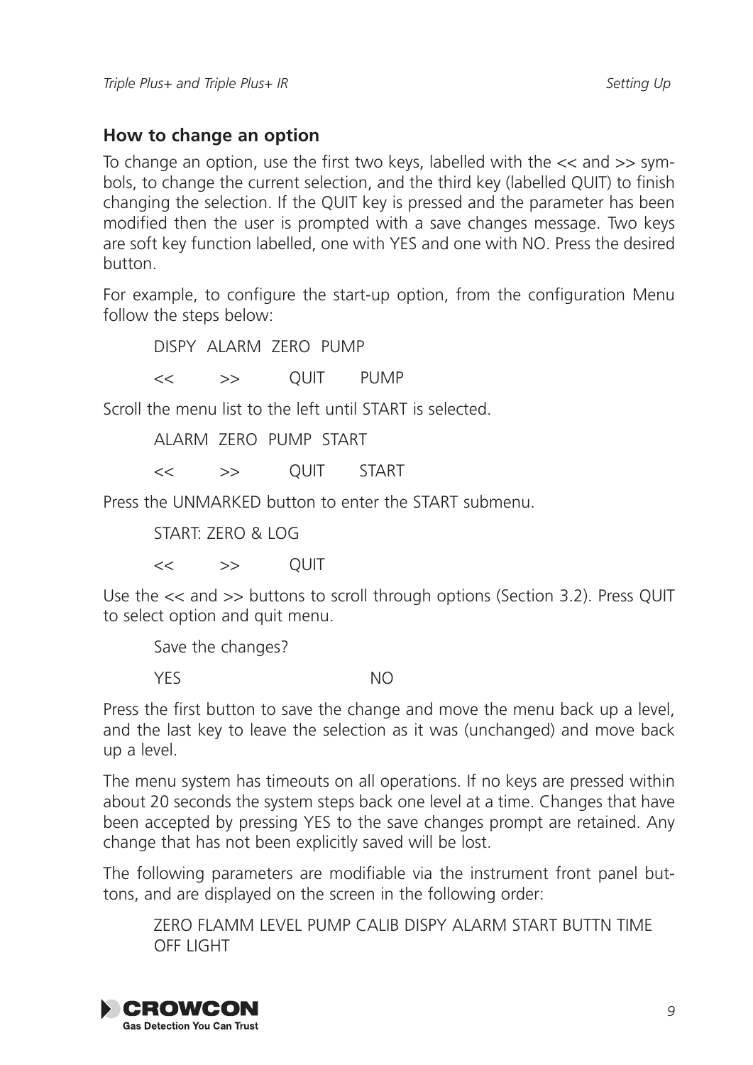## How to change an option

To change an option, use the first two keys, labelled with the << and >> symbols, to change the current selection, and the third key (labelled QUIT) to finish changing the selection. If the QUIT key is pressed and the parameter has been modified then the user is prompted with a save changes message. Two keys are soft key function labelled, one with YES and one with NO. Press the desired button.

For example, to configure the start-up option, from the configuration Menu follow the steps below:

```
DISPY  ALARM  ZERO  PUMP
<<       >>       QUIT      PUMP
```

Scroll the menu list to the left until START is selected.

```
ALARM  ZERO  PUMP  START
<<       >>       QUIT      START
```

Press the UNMARKED button to enter the START submenu.

```
START: ZERO & LOG
<<       >>       QUIT
```

Use the << and >> buttons to scroll through options (Section 3.2). Press QUIT to select option and quit menu.

```
Save the changes?
YES                              NO
```

Press the first button to save the change and move the menu back up a level, and the last key to leave the selection as it was (unchanged) and move back up a level.

The menu system has timeouts on all operations. If no keys are pressed within about 20 seconds the system steps back one level at a time. Changes that have been accepted by pressing YES to the save changes prompt are retained. Any change that has not been explicitly saved will be lost.

The following parameters are modifiable via the instrument front panel buttons, and are displayed on the screen in the following order:

ZERO FLAMM LEVEL PUMP CALIB DISPY ALARM START BUTTN TIME OFF LIGHT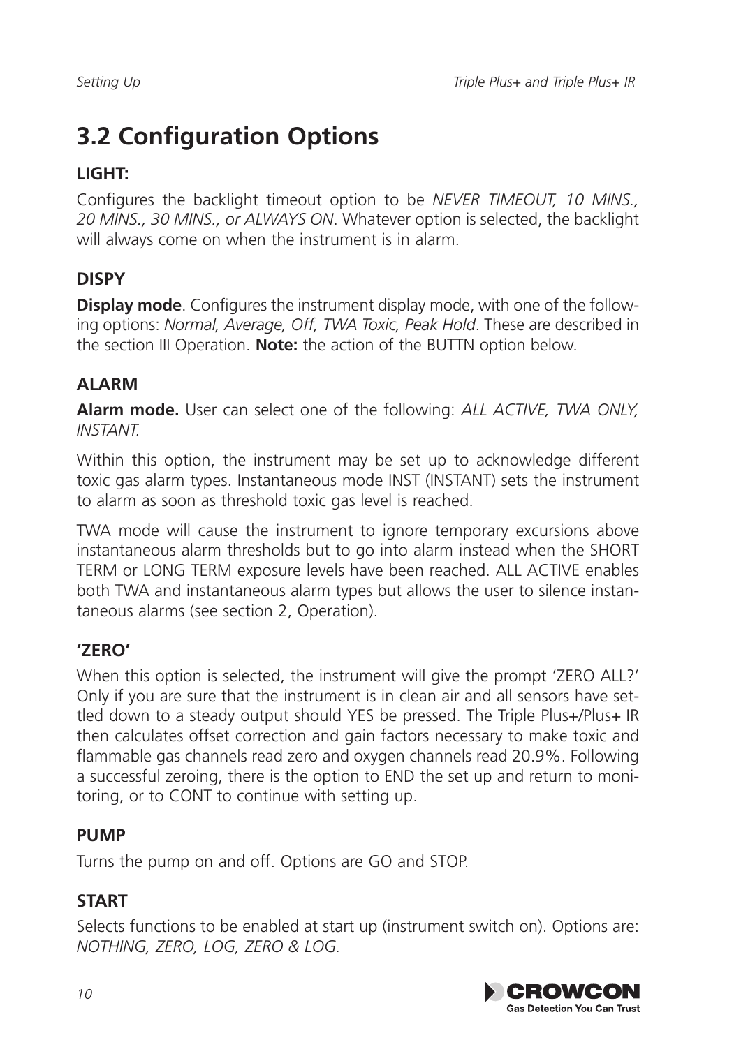# 3.2 Configuration Options

### LIGHT:

Configures the backlight timeout option to be *NEVER TIMEOUT, 10 MINS., 20 MINS., 30 MINS., or ALWAYS ON*. Whatever option is selected, the backlight will always come on when the instrument is in alarm.

### DISPY

**Display mode**. Configures the instrument display mode, with one of the following options: *Normal, Average, Off, TWA Toxic, Peak Hold*. These are described in the section III Operation. **Note:** the action of the BUTTN option below.

### ALARM

**Alarm mode.** User can select one of the following: *ALL ACTIVE, TWA ONLY, INSTANT.*

Within this option, the instrument may be set up to acknowledge different toxic gas alarm types. Instantaneous mode INST (INSTANT) sets the instrument to alarm as soon as threshold toxic gas level is reached.

TWA mode will cause the instrument to ignore temporary excursions above instantaneous alarm thresholds but to go into alarm instead when the SHORT TERM or LONG TERM exposure levels have been reached. ALL ACTIVE enables both TWA and instantaneous alarm types but allows the user to silence instantaneous alarms (see section 2, Operation).

### 'ZERO'

When this option is selected, the instrument will give the prompt 'ZERO ALL?' Only if you are sure that the instrument is in clean air and all sensors have settled down to a steady output should YES be pressed. The Triple Plus+/Plus+ IR then calculates offset correction and gain factors necessary to make toxic and flammable gas channels read zero and oxygen channels read 20.9%. Following a successful zeroing, there is the option to END the set up and return to monitoring, or to CONT to continue with setting up.

### PUMP

Turns the pump on and off. Options are GO and STOP.

### START

Selects functions to be enabled at start up (instrument switch on). Options are: *NOTHING, ZERO, LOG, ZERO & LOG.*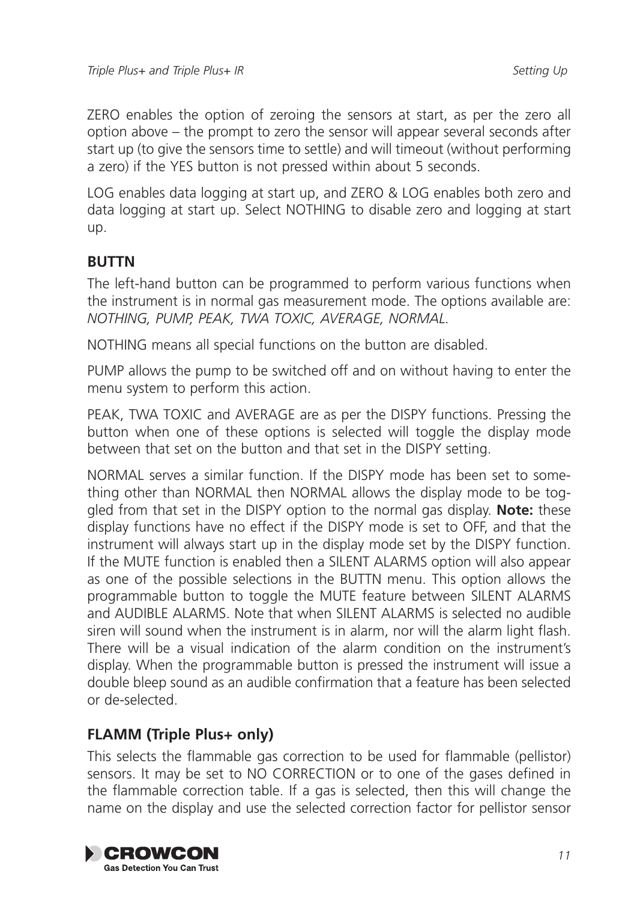ZERO enables the option of zeroing the sensors at start, as per the zero all option above – the prompt to zero the sensor will appear several seconds after start up (to give the sensors time to settle) and will timeout (without performing a zero) if the YES button is not pressed within about 5 seconds.

LOG enables data logging at start up, and ZERO & LOG enables both zero and data logging at start up. Select NOTHING to disable zero and logging at start up.

### BUTTN

The left-hand button can be programmed to perform various functions when the instrument is in normal gas measurement mode. The options available are: *NOTHING, PUMP, PEAK, TWA TOXIC, AVERAGE, NORMAL.*

NOTHING means all special functions on the button are disabled.

PUMP allows the pump to be switched off and on without having to enter the menu system to perform this action.

PEAK, TWA TOXIC and AVERAGE are as per the DISPY functions. Pressing the button when one of these options is selected will toggle the display mode between that set on the button and that set in the DISPY setting.

NORMAL serves a similar function. If the DISPY mode has been set to something other than NORMAL then NORMAL allows the display mode to be toggled from that set in the DISPY option to the normal gas display. **Note:** these display functions have no effect if the DISPY mode is set to OFF, and that the instrument will always start up in the display mode set by the DISPY function. If the MUTE function is enabled then a SILENT ALARMS option will also appear as one of the possible selections in the BUTTN menu. This option allows the programmable button to toggle the MUTE feature between SILENT ALARMS and AUDIBLE ALARMS. Note that when SILENT ALARMS is selected no audible siren will sound when the instrument is in alarm, nor will the alarm light flash. There will be a visual indication of the alarm condition on the instrument's display. When the programmable button is pressed the instrument will issue a double bleep sound as an audible confirmation that a feature has been selected or de-selected.

### FLAMM (Triple Plus+ only)

This selects the flammable gas correction to be used for flammable (pellistor) sensors. It may be set to NO CORRECTION or to one of the gases defined in the flammable correction table. If a gas is selected, then this will change the name on the display and use the selected correction factor for pellistor sensor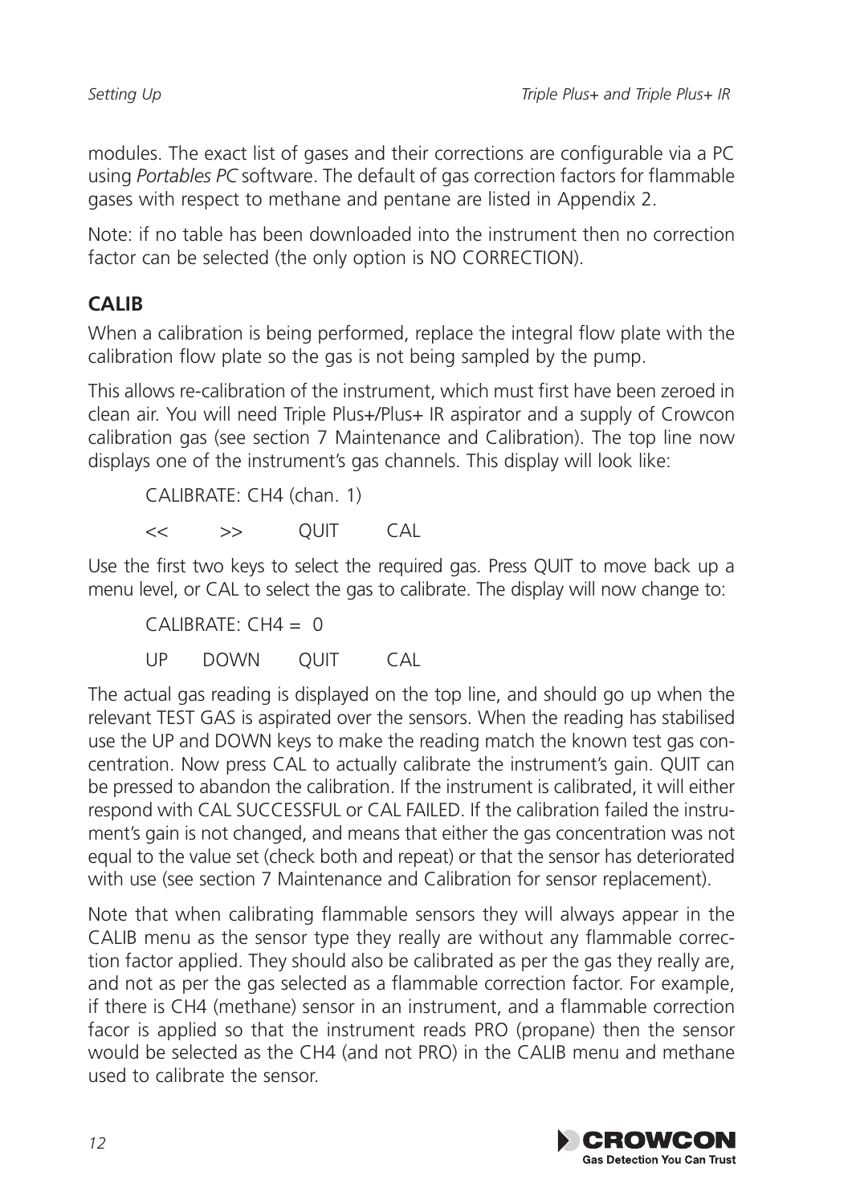modules. The exact list of gases and their corrections are configurable via a PC using *Portables PC* software. The default of gas correction factors for flammable gases with respect to methane and pentane are listed in Appendix 2.

Note: if no table has been downloaded into the instrument then no correction factor can be selected (the only option is NO CORRECTION).

## CALIB

When a calibration is being performed, replace the integral flow plate with the calibration flow plate so the gas is not being sampled by the pump.

This allows re-calibration of the instrument, which must first have been zeroed in clean air. You will need Triple Plus+/Plus+ IR aspirator and a supply of Crowcon calibration gas (see section 7 Maintenance and Calibration). The top line now displays one of the instrument's gas channels. This display will look like:

```
CALIBRATE: CH4 (chan. 1)
<<      >>      QUIT      CAL
```

Use the first two keys to select the required gas. Press QUIT to move back up a menu level, or CAL to select the gas to calibrate. The display will now change to:

```
CALIBRATE: CH4 =  0
UP      DOWN      QUIT      CAL
```

The actual gas reading is displayed on the top line, and should go up when the relevant TEST GAS is aspirated over the sensors. When the reading has stabilised use the UP and DOWN keys to make the reading match the known test gas concentration. Now press CAL to actually calibrate the instrument's gain. QUIT can be pressed to abandon the calibration. If the instrument is calibrated, it will either respond with CAL SUCCESSFUL or CAL FAILED. If the calibration failed the instrument's gain is not changed, and means that either the gas concentration was not equal to the value set (check both and repeat) or that the sensor has deteriorated with use (see section 7 Maintenance and Calibration for sensor replacement).

Note that when calibrating flammable sensors they will always appear in the CALIB menu as the sensor type they really are without any flammable correction factor applied. They should also be calibrated as per the gas they really are, and not as per the gas selected as a flammable correction factor. For example, if there is CH4 (methane) sensor in an instrument, and a flammable correction facor is applied so that the instrument reads PRO (propane) then the sensor would be selected as the CH4 (and not PRO) in the CALIB menu and methane used to calibrate the sensor.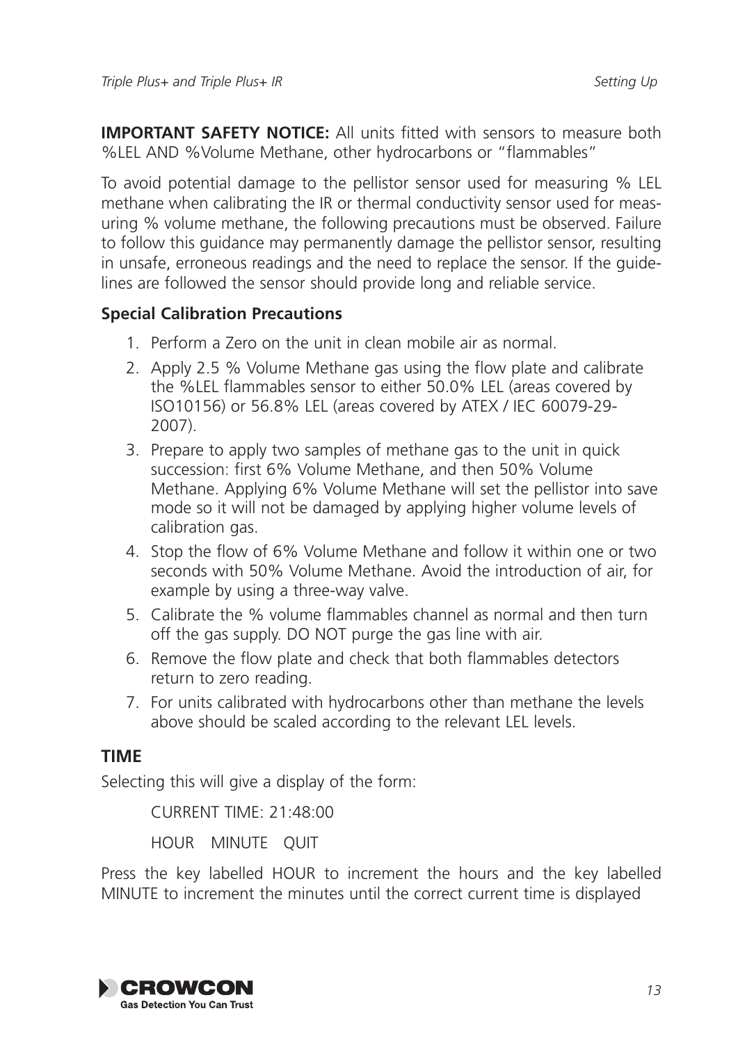**IMPORTANT SAFETY NOTICE:** All units fitted with sensors to measure both %LEL AND %Volume Methane, other hydrocarbons or "flammables"

To avoid potential damage to the pellistor sensor used for measuring % LEL methane when calibrating the IR or thermal conductivity sensor used for measuring % volume methane, the following precautions must be observed. Failure to follow this guidance may permanently damage the pellistor sensor, resulting in unsafe, erroneous readings and the need to replace the sensor. If the guidelines are followed the sensor should provide long and reliable service.

**Special Calibration Precautions**

1. Perform a Zero on the unit in clean mobile air as normal.
2. Apply 2.5 % Volume Methane gas using the flow plate and calibrate the %LEL flammables sensor to either 50.0% LEL (areas covered by ISO10156) or 56.8% LEL (areas covered by ATEX / IEC 60079-29-2007).
3. Prepare to apply two samples of methane gas to the unit in quick succession: first 6% Volume Methane, and then 50% Volume Methane. Applying 6% Volume Methane will set the pellistor into save mode so it will not be damaged by applying higher volume levels of calibration gas.
4. Stop the flow of 6% Volume Methane and follow it within one or two seconds with 50% Volume Methane. Avoid the introduction of air, for example by using a three-way valve.
5. Calibrate the % volume flammables channel as normal and then turn off the gas supply. DO NOT purge the gas line with air.
6. Remove the flow plate and check that both flammables detectors return to zero reading.
7. For units calibrated with hydrocarbons other than methane the levels above should be scaled according to the relevant LEL levels.

## TIME

Selecting this will give a display of the form:

CURRENT TIME: 21:48:00

HOUR MINUTE QUIT

Press the key labelled HOUR to increment the hours and the key labelled MINUTE to increment the minutes until the correct current time is displayed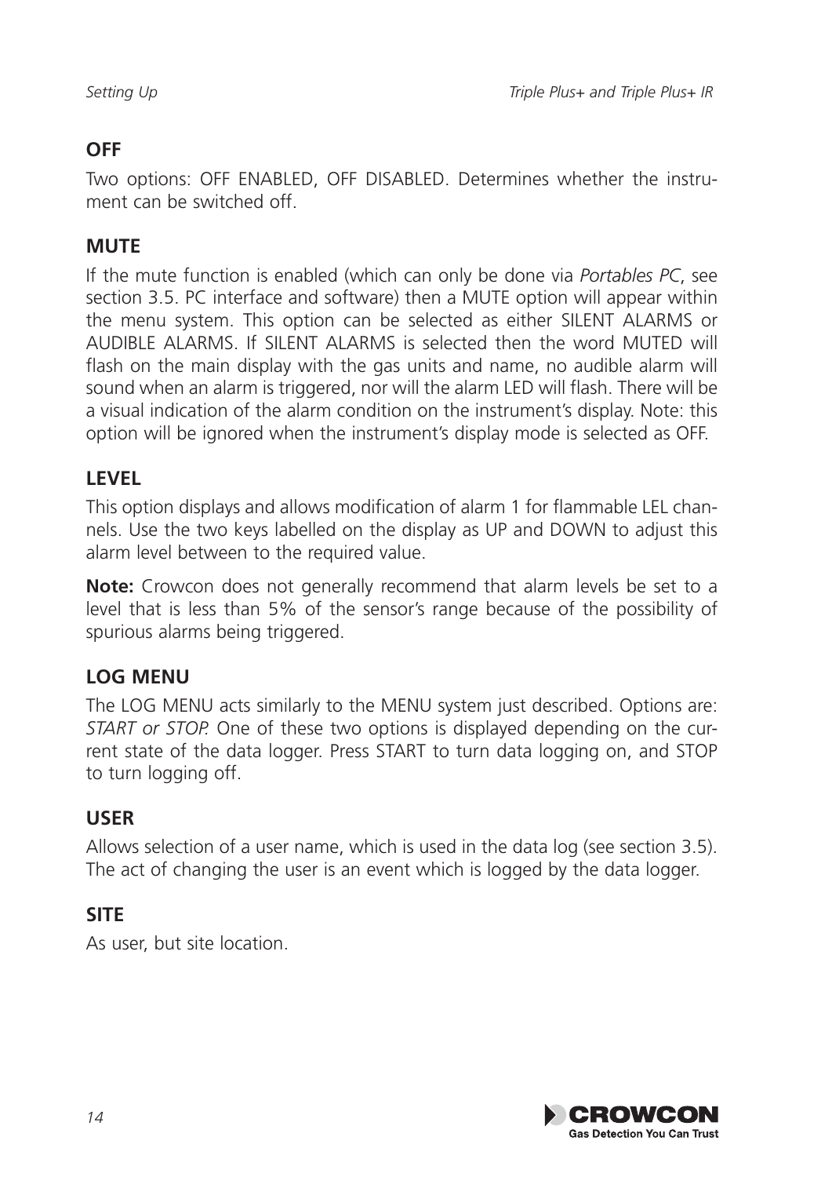## OFF

Two options: OFF ENABLED, OFF DISABLED. Determines whether the instrument can be switched off.

## MUTE

If the mute function is enabled (which can only be done via *Portables PC*, see section 3.5. PC interface and software) then a MUTE option will appear within the menu system. This option can be selected as either SILENT ALARMS or AUDIBLE ALARMS. If SILENT ALARMS is selected then the word MUTED will flash on the main display with the gas units and name, no audible alarm will sound when an alarm is triggered, nor will the alarm LED will flash. There will be a visual indication of the alarm condition on the instrument's display. Note: this option will be ignored when the instrument's display mode is selected as OFF.

## LEVEL

This option displays and allows modification of alarm 1 for flammable LEL channels. Use the two keys labelled on the display as UP and DOWN to adjust this alarm level between to the required value.

**Note:** Crowcon does not generally recommend that alarm levels be set to a level that is less than 5% of the sensor's range because of the possibility of spurious alarms being triggered.

## LOG MENU

The LOG MENU acts similarly to the MENU system just described. Options are: *START or STOP.* One of these two options is displayed depending on the current state of the data logger. Press START to turn data logging on, and STOP to turn logging off.

## USER

Allows selection of a user name, which is used in the data log (see section 3.5). The act of changing the user is an event which is logged by the data logger.

## SITE

As user, but site location.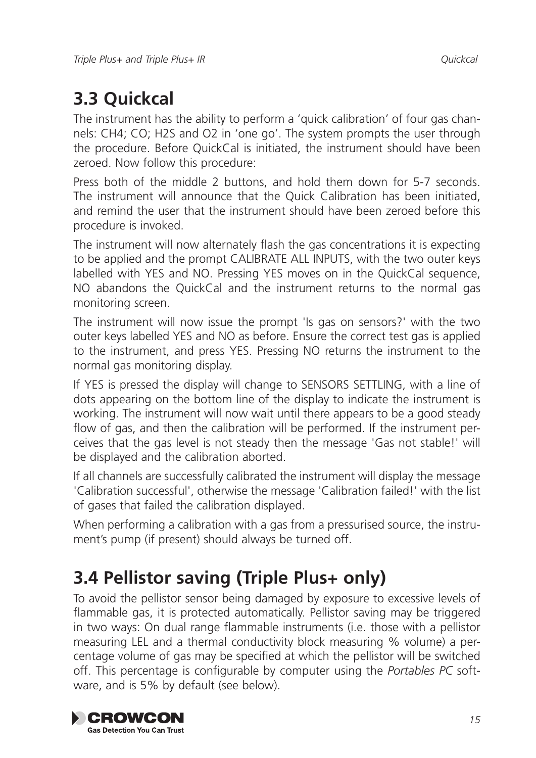## 3.3 Quickcal

The instrument has the ability to perform a 'quick calibration' of four gas channels: $CH_4$; CO; $H_2S$ and $O_2$ in 'one go'. The system prompts the user through the procedure. Before QuickCal is initiated, the instrument should have been zeroed. Now follow this procedure:

Press both of the middle 2 buttons, and hold them down for 5-7 seconds. The instrument will announce that the Quick Calibration has been initiated, and remind the user that the instrument should have been zeroed before this procedure is invoked.

The instrument will now alternately flash the gas concentrations it is expecting to be applied and the prompt CALIBRATE ALL INPUTS, with the two outer keys labelled with YES and NO. Pressing YES moves on in the QuickCal sequence, NO abandons the QuickCal and the instrument returns to the normal gas monitoring screen.

The instrument will now issue the prompt 'Is gas on sensors?' with the two outer keys labelled YES and NO as before. Ensure the correct test gas is applied to the instrument, and press YES. Pressing NO returns the instrument to the normal gas monitoring display.

If YES is pressed the display will change to SENSORS SETTLING, with a line of dots appearing on the bottom line of the display to indicate the instrument is working. The instrument will now wait until there appears to be a good steady flow of gas, and then the calibration will be performed. If the instrument perceives that the gas level is not steady then the message 'Gas not stable!' will be displayed and the calibration aborted.

If all channels are successfully calibrated the instrument will display the message 'Calibration successful', otherwise the message 'Calibration failed!' with the list of gases that failed the calibration displayed.

When performing a calibration with a gas from a pressurised source, the instrument's pump (if present) should always be turned off.

## 3.4 Pellistor saving (Triple Plus+ only)

To avoid the pellistor sensor being damaged by exposure to excessive levels of flammable gas, it is protected automatically. Pellistor saving may be triggered in two ways: On dual range flammable instruments (i.e. those with a pellistor measuring LEL and a thermal conductivity block measuring % volume) a percentage volume of gas may be specified at which the pellistor will be switched off. This percentage is configurable by computer using the *Portables PC* software, and is 5% by default (see below).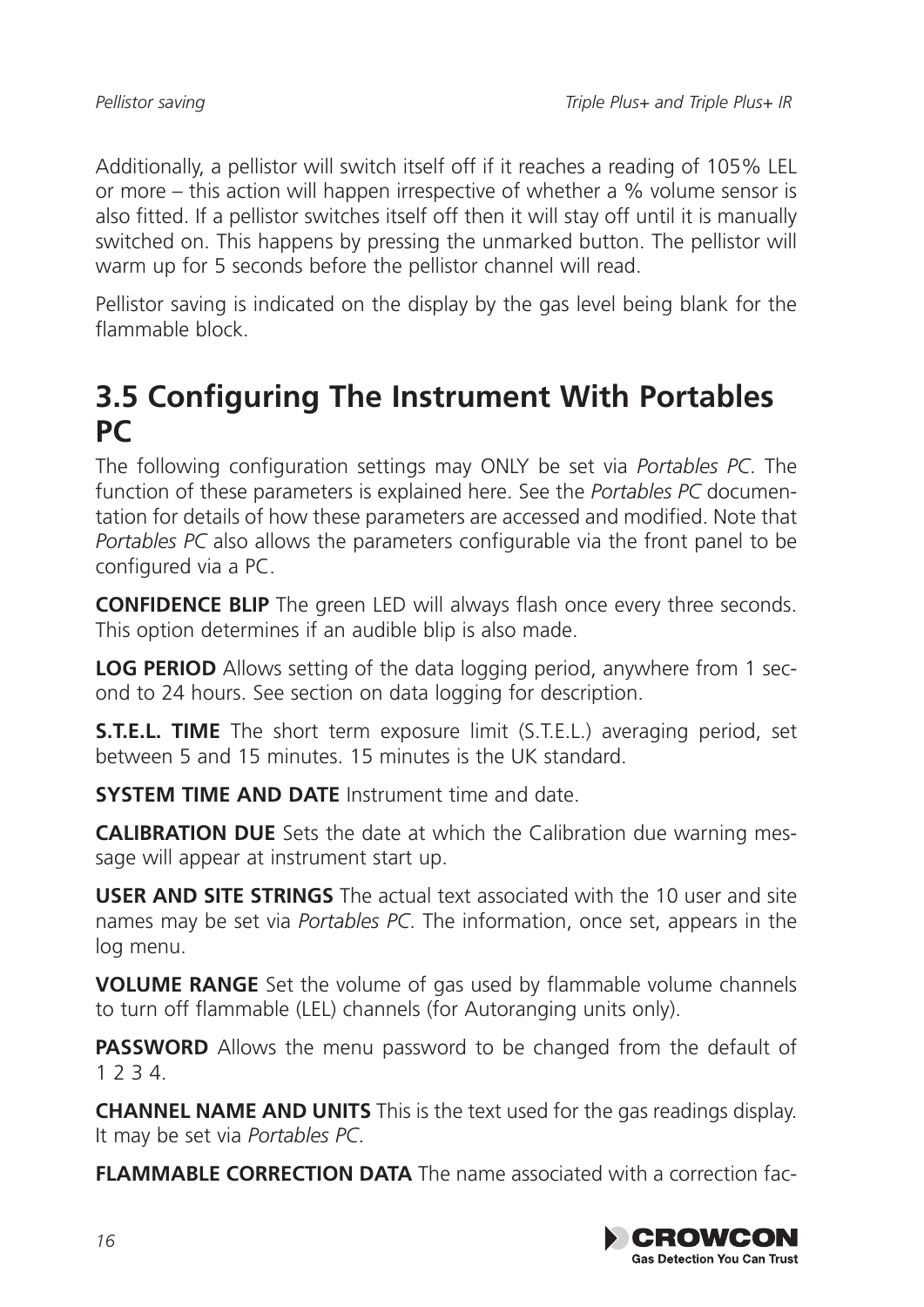Additionally, a pellistor will switch itself off if it reaches a reading of 105% LEL or more – this action will happen irrespective of whether a % volume sensor is also fitted. If a pellistor switches itself off then it will stay off until it is manually switched on. This happens by pressing the unmarked button. The pellistor will warm up for 5 seconds before the pellistor channel will read.

Pellistor saving is indicated on the display by the gas level being blank for the flammable block.

## 3.5 Configuring The Instrument With Portables PC

The following configuration settings may ONLY be set via *Portables PC*. The function of these parameters is explained here. See the *Portables PC* documentation for details of how these parameters are accessed and modified. Note that *Portables PC* also allows the parameters configurable via the front panel to be configured via a PC.

**CONFIDENCE BLIP** The green LED will always flash once every three seconds. This option determines if an audible blip is also made.

**LOG PERIOD** Allows setting of the data logging period, anywhere from 1 second to 24 hours. See section on data logging for description.

**S.T.E.L. TIME** The short term exposure limit (S.T.E.L.) averaging period, set between 5 and 15 minutes. 15 minutes is the UK standard.

**SYSTEM TIME AND DATE** Instrument time and date.

**CALIBRATION DUE** Sets the date at which the Calibration due warning message will appear at instrument start up.

**USER AND SITE STRINGS** The actual text associated with the 10 user and site names may be set via *Portables PC*. The information, once set, appears in the log menu.

**VOLUME RANGE** Set the volume of gas used by flammable volume channels to turn off flammable (LEL) channels (for Autoranging units only).

**PASSWORD** Allows the menu password to be changed from the default of 1 2 3 4.

**CHANNEL NAME AND UNITS** This is the text used for the gas readings display. It may be set via *Portables PC*.

**FLAMMABLE CORRECTION DATA** The name associated with a correction fac-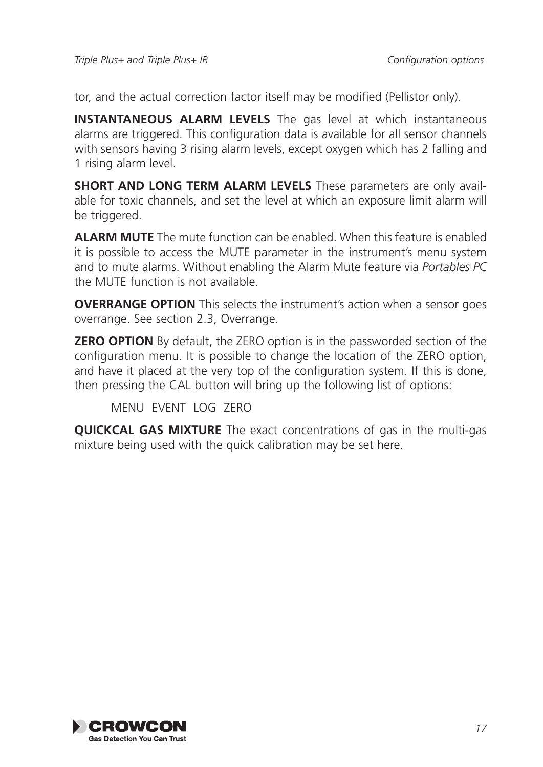tor, and the actual correction factor itself may be modified (Pellistor only).

**INSTANTANEOUS ALARM LEVELS** The gas level at which instantaneous alarms are triggered. This configuration data is available for all sensor channels with sensors having 3 rising alarm levels, except oxygen which has 2 falling and 1 rising alarm level.

**SHORT AND LONG TERM ALARM LEVELS** These parameters are only available for toxic channels, and set the level at which an exposure limit alarm will be triggered.

**ALARM MUTE** The mute function can be enabled. When this feature is enabled it is possible to access the MUTE parameter in the instrument's menu system and to mute alarms. Without enabling the Alarm Mute feature via *Portables PC* the MUTE function is not available.

**OVERRANGE OPTION** This selects the instrument's action when a sensor goes overrange. See section 2.3, Overrange.

**ZERO OPTION** By default, the ZERO option is in the passworded section of the configuration menu. It is possible to change the location of the ZERO option, and have it placed at the very top of the configuration system. If this is done, then pressing the CAL button will bring up the following list of options:

MENU EVENT LOG ZERO

**QUICKCAL GAS MIXTURE** The exact concentrations of gas in the multi-gas mixture being used with the quick calibration may be set here.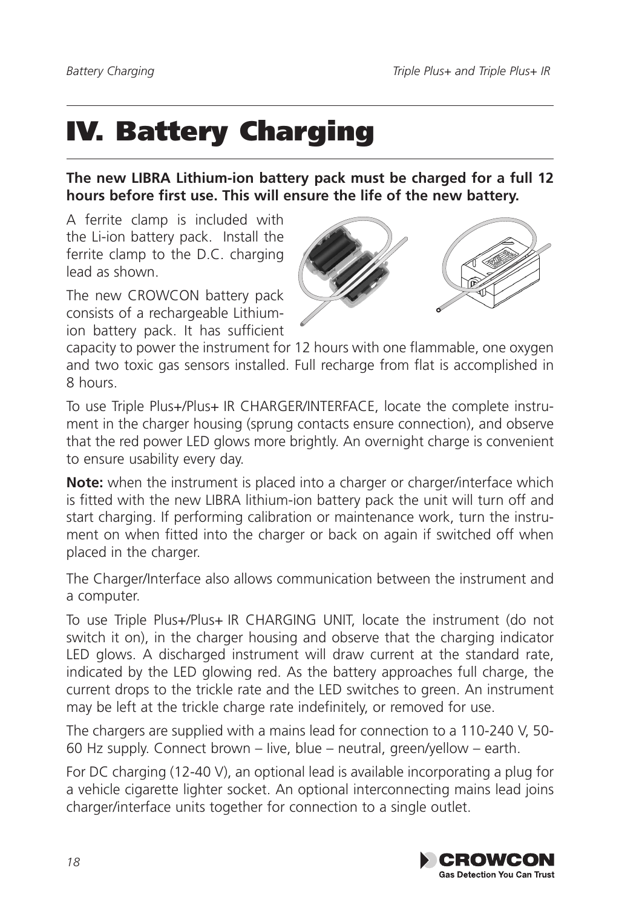# IV. Battery Charging

**The new LIBRA Lithium-ion battery pack must be charged for a full 12 hours before first use. This will ensure the life of the new battery.**

A ferrite clamp is included with the Li-ion battery pack. Install the ferrite clamp to the D.C. charging lead as shown.

The new CROWCON battery pack consists of a rechargeable Lithium-ion battery pack. It has sufficient capacity to power the instrument for 12 hours with one flammable, one oxygen and two toxic gas sensors installed. Full recharge from flat is accomplished in 8 hours.

To use Triple Plus+/Plus+ IR CHARGER/INTERFACE, locate the complete instrument in the charger housing (sprung contacts ensure connection), and observe that the red power LED glows more brightly. An overnight charge is convenient to ensure usability every day.

**Note:** when the instrument is placed into a charger or charger/interface which is fitted with the new LIBRA lithium-ion battery pack the unit will turn off and start charging. If performing calibration or maintenance work, turn the instrument on when fitted into the charger or back on again if switched off when placed in the charger.

The Charger/Interface also allows communication between the instrument and a computer.

To use Triple Plus+/Plus+ IR CHARGING UNIT, locate the instrument (do not switch it on), in the charger housing and observe that the charging indicator LED glows. A discharged instrument will draw current at the standard rate, indicated by the LED glowing red. As the battery approaches full charge, the current drops to the trickle rate and the LED switches to green. An instrument may be left at the trickle charge rate indefinitely, or removed for use.

The chargers are supplied with a mains lead for connection to a 110-240 V, 50-60 Hz supply. Connect brown – live, blue – neutral, green/yellow – earth.

For DC charging (12-40 V), an optional lead is available incorporating a plug for a vehicle cigarette lighter socket. An optional interconnecting mains lead joins charger/interface units together for connection to a single outlet.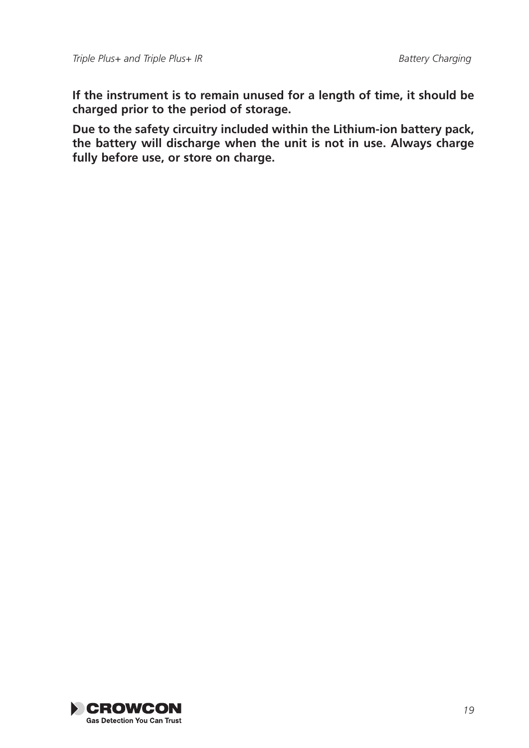**If the instrument is to remain unused for a length of time, it should be charged prior to the period of storage.**

**Due to the safety circuitry included within the Lithium-ion battery pack, the battery will discharge when the unit is not in use. Always charge fully before use, or store on charge.**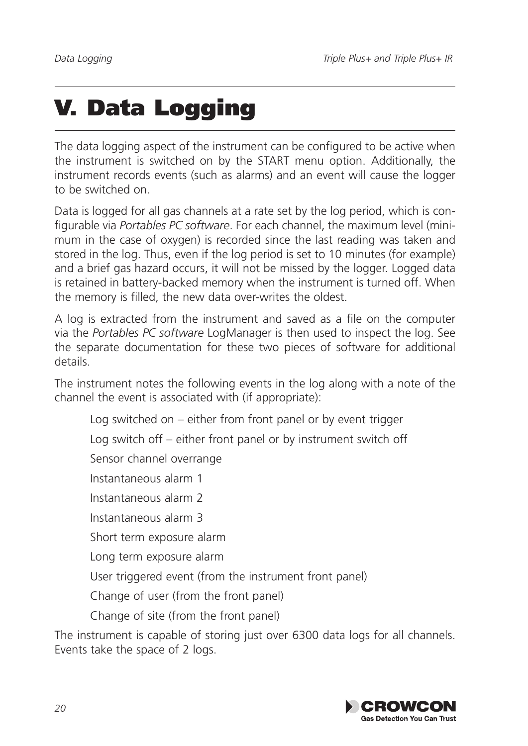# V. Data Logging

The data logging aspect of the instrument can be configured to be active when the instrument is switched on by the START menu option. Additionally, the instrument records events (such as alarms) and an event will cause the logger to be switched on.

Data is logged for all gas channels at a rate set by the log period, which is configurable via *Portables PC software*. For each channel, the maximum level (minimum in the case of oxygen) is recorded since the last reading was taken and stored in the log. Thus, even if the log period is set to 10 minutes (for example) and a brief gas hazard occurs, it will not be missed by the logger. Logged data is retained in battery-backed memory when the instrument is turned off. When the memory is filled, the new data over-writes the oldest.

A log is extracted from the instrument and saved as a file on the computer via the *Portables PC software* LogManager is then used to inspect the log. See the separate documentation for these two pieces of software for additional details.

The instrument notes the following events in the log along with a note of the channel the event is associated with (if appropriate):

- Log switched on – either from front panel or by event trigger
- Log switch off – either front panel or by instrument switch off
- Sensor channel overrange
- Instantaneous alarm 1
- Instantaneous alarm 2
- Instantaneous alarm 3
- Short term exposure alarm
- Long term exposure alarm
- User triggered event (from the instrument front panel)
- Change of user (from the front panel)
- Change of site (from the front panel)

The instrument is capable of storing just over 6300 data logs for all channels. Events take the space of 2 logs.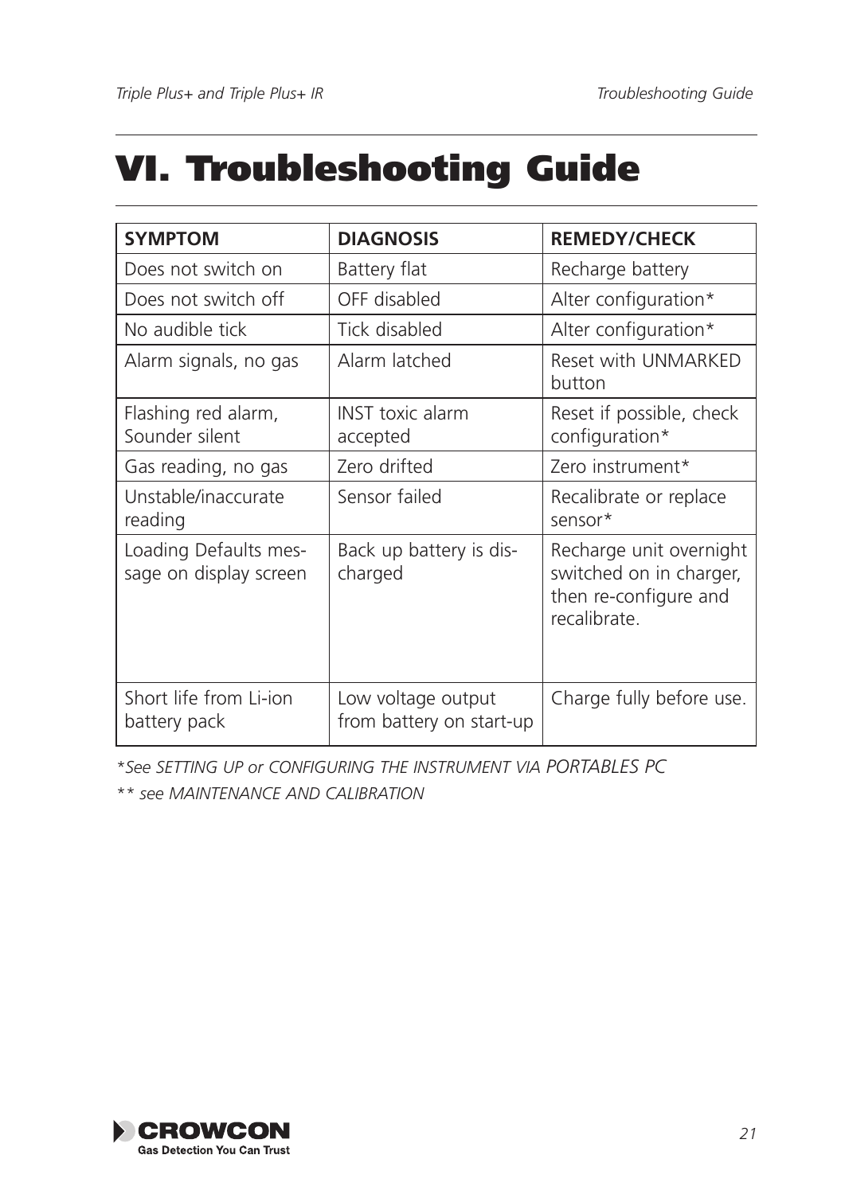# VI. Troubleshooting Guide

| SYMPTOM | DIAGNOSIS | REMEDY/CHECK |
|---|---|---|
| Does not switch on | Battery flat | Recharge battery |
| Does not switch off | OFF disabled | Alter configuration* |
| No audible tick | Tick disabled | Alter configuration* |
| Alarm signals, no gas | Alarm latched | Reset with UNMARKED button |
| Flashing red alarm, Sounder silent | INST toxic alarm accepted | Reset if possible, check configuration* |
| Gas reading, no gas | Zero drifted | Zero instrument* |
| Unstable/inaccurate reading | Sensor failed | Recalibrate or replace sensor* |
| Loading Defaults message on display screen | Back up battery is discharged | Recharge unit overnight switched on in charger, then re-configure and recalibrate. |
| Short life from Li-ion battery pack | Low voltage output from battery on start-up | Charge fully before use. |

*\*See SETTING UP or CONFIGURING THE INSTRUMENT VIA PORTABLES PC*

*\*\* see MAINTENANCE AND CALIBRATION*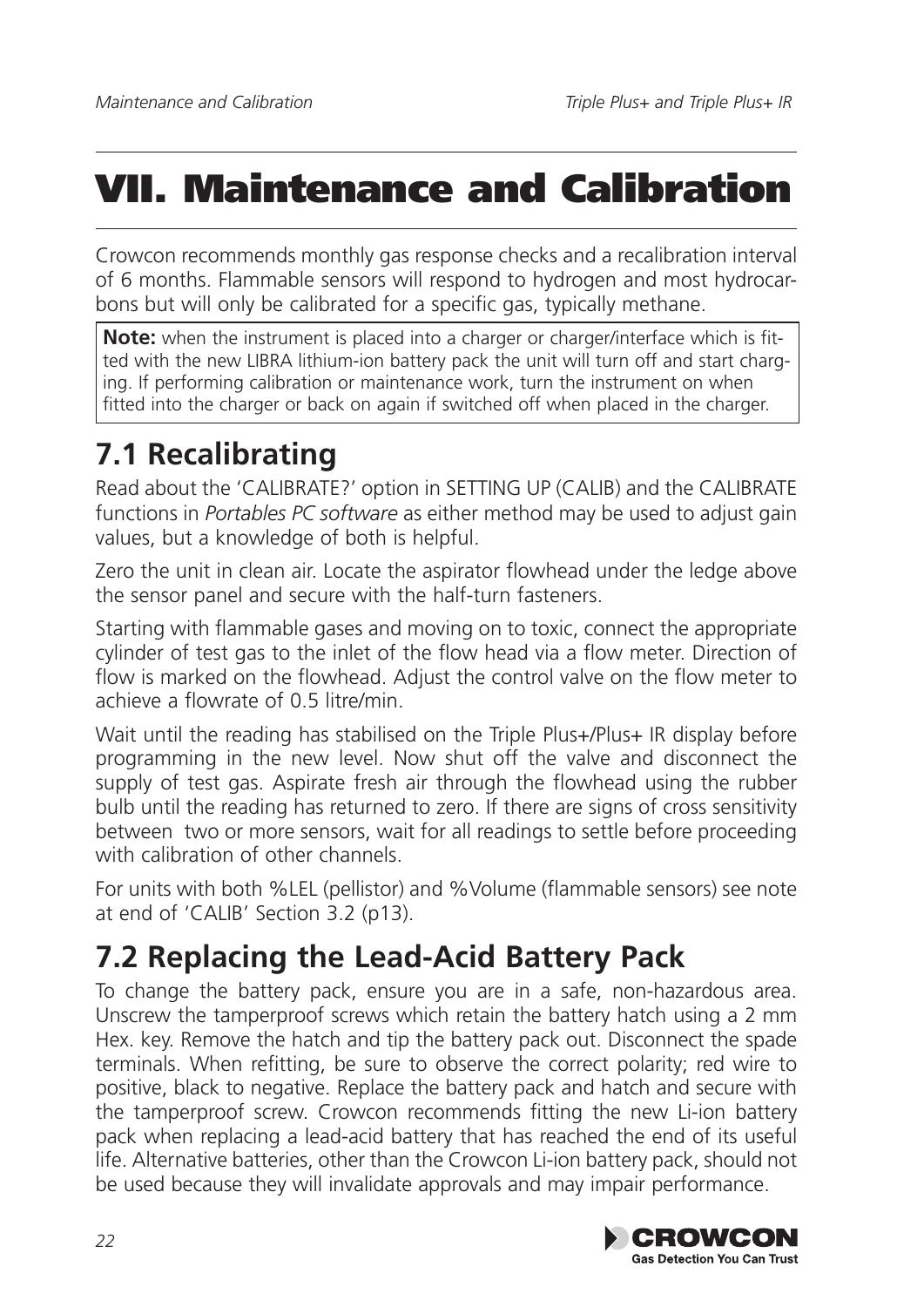# VII. Maintenance and Calibration

Crowcon recommends monthly gas response checks and a recalibration interval of 6 months. Flammable sensors will respond to hydrogen and most hydrocarbons but will only be calibrated for a specific gas, typically methane.

**Note:** when the instrument is placed into a charger or charger/interface which is fitted with the new LIBRA lithium-ion battery pack the unit will turn off and start charging. If performing calibration or maintenance work, turn the instrument on when fitted into the charger or back on again if switched off when placed in the charger.

## 7.1 Recalibrating

Read about the 'CALIBRATE?' option in SETTING UP (CALIB) and the CALIBRATE functions in *Portables PC software* as either method may be used to adjust gain values, but a knowledge of both is helpful.

Zero the unit in clean air. Locate the aspirator flowhead under the ledge above the sensor panel and secure with the half-turn fasteners.

Starting with flammable gases and moving on to toxic, connect the appropriate cylinder of test gas to the inlet of the flow head via a flow meter. Direction of flow is marked on the flowhead. Adjust the control valve on the flow meter to achieve a flowrate of 0.5 litre/min.

Wait until the reading has stabilised on the Triple Plus+/Plus+ IR display before programming in the new level. Now shut off the valve and disconnect the supply of test gas. Aspirate fresh air through the flowhead using the rubber bulb until the reading has returned to zero. If there are signs of cross sensitivity between two or more sensors, wait for all readings to settle before proceeding with calibration of other channels.

For units with both %LEL (pellistor) and %Volume (flammable sensors) see note at end of 'CALIB' Section 3.2 (p13).

## 7.2 Replacing the Lead-Acid Battery Pack

To change the battery pack, ensure you are in a safe, non-hazardous area. Unscrew the tamperproof screws which retain the battery hatch using a 2 mm Hex. key. Remove the hatch and tip the battery pack out. Disconnect the spade terminals. When refitting, be sure to observe the correct polarity; red wire to positive, black to negative. Replace the battery pack and hatch and secure with the tamperproof screw. Crowcon recommends fitting the new Li-ion battery pack when replacing a lead-acid battery that has reached the end of its useful life. Alternative batteries, other than the Crowcon Li-ion battery pack, should not be used because they will invalidate approvals and may impair performance.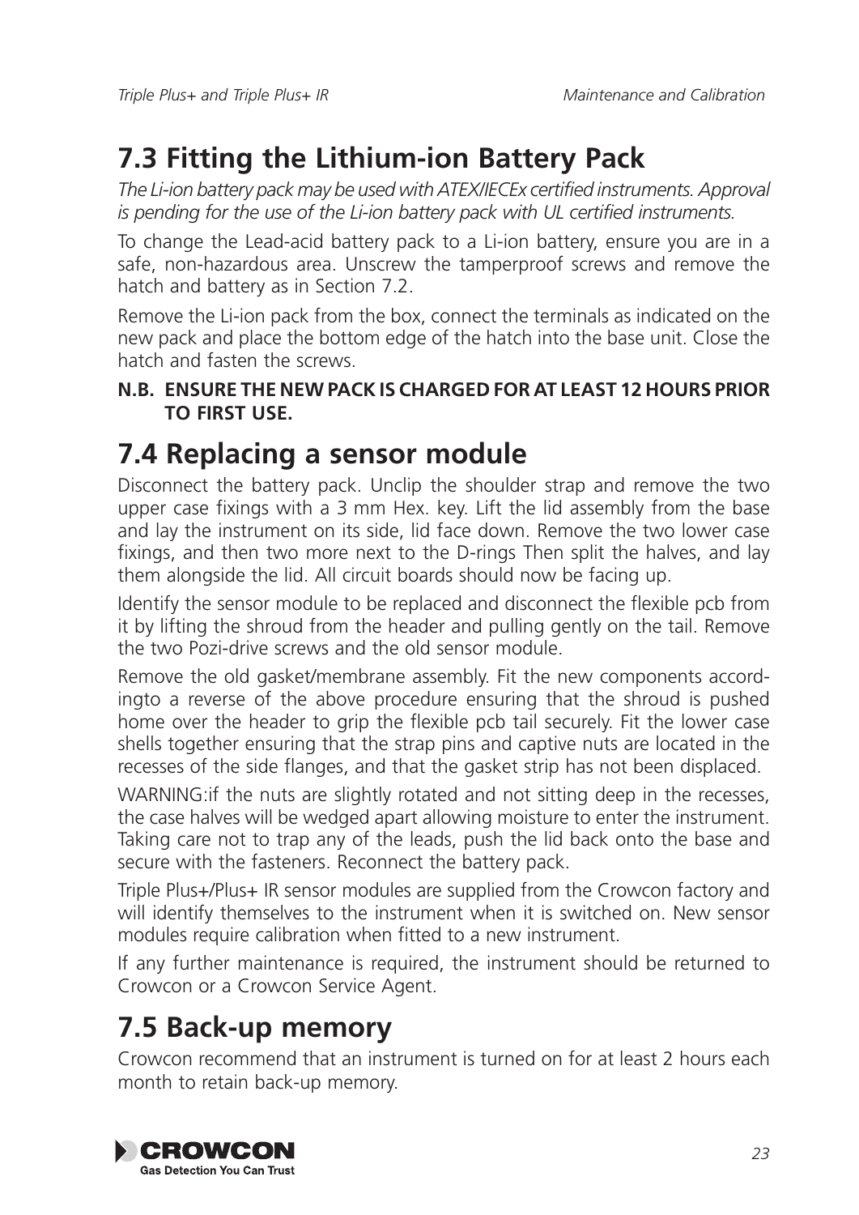## 7.3 Fitting the Lithium-ion Battery Pack

*The Li-ion battery pack may be used with ATEX/IECEx certified instruments. Approval is pending for the use of the Li-ion battery pack with UL certified instruments.*

To change the Lead-acid battery pack to a Li-ion battery, ensure you are in a safe, non-hazardous area. Unscrew the tamperproof screws and remove the hatch and battery as in Section 7.2.

Remove the Li-ion pack from the box, connect the terminals as indicated on the new pack and place the bottom edge of the hatch into the base unit. Close the hatch and fasten the screws.

**N.B. ENSURE THE NEW PACK IS CHARGED FOR AT LEAST 12 HOURS PRIOR TO FIRST USE.**

## 7.4 Replacing a sensor module

Disconnect the battery pack. Unclip the shoulder strap and remove the two upper case fixings with a 3 mm Hex. key. Lift the lid assembly from the base and lay the instrument on its side, lid face down. Remove the two lower case fixings, and then two more next to the D-rings Then split the halves, and lay them alongside the lid. All circuit boards should now be facing up.

Identify the sensor module to be replaced and disconnect the flexible pcb from it by lifting the shroud from the header and pulling gently on the tail. Remove the two Pozi-drive screws and the old sensor module.

Remove the old gasket/membrane assembly. Fit the new components accord-ingto a reverse of the above procedure ensuring that the shroud is pushed home over the header to grip the flexible pcb tail securely. Fit the lower case shells together ensuring that the strap pins and captive nuts are located in the recesses of the side flanges, and that the gasket strip has not been displaced.

WARNING:if the nuts are slightly rotated and not sitting deep in the recesses, the case halves will be wedged apart allowing moisture to enter the instrument. Taking care not to trap any of the leads, push the lid back onto the base and secure with the fasteners. Reconnect the battery pack.

Triple Plus+/Plus+ IR sensor modules are supplied from the Crowcon factory and will identify themselves to the instrument when it is switched on. New sensor modules require calibration when fitted to a new instrument.

If any further maintenance is required, the instrument should be returned to Crowcon or a Crowcon Service Agent.

## 7.5 Back-up memory

Crowcon recommend that an instrument is turned on for at least 2 hours each month to retain back-up memory.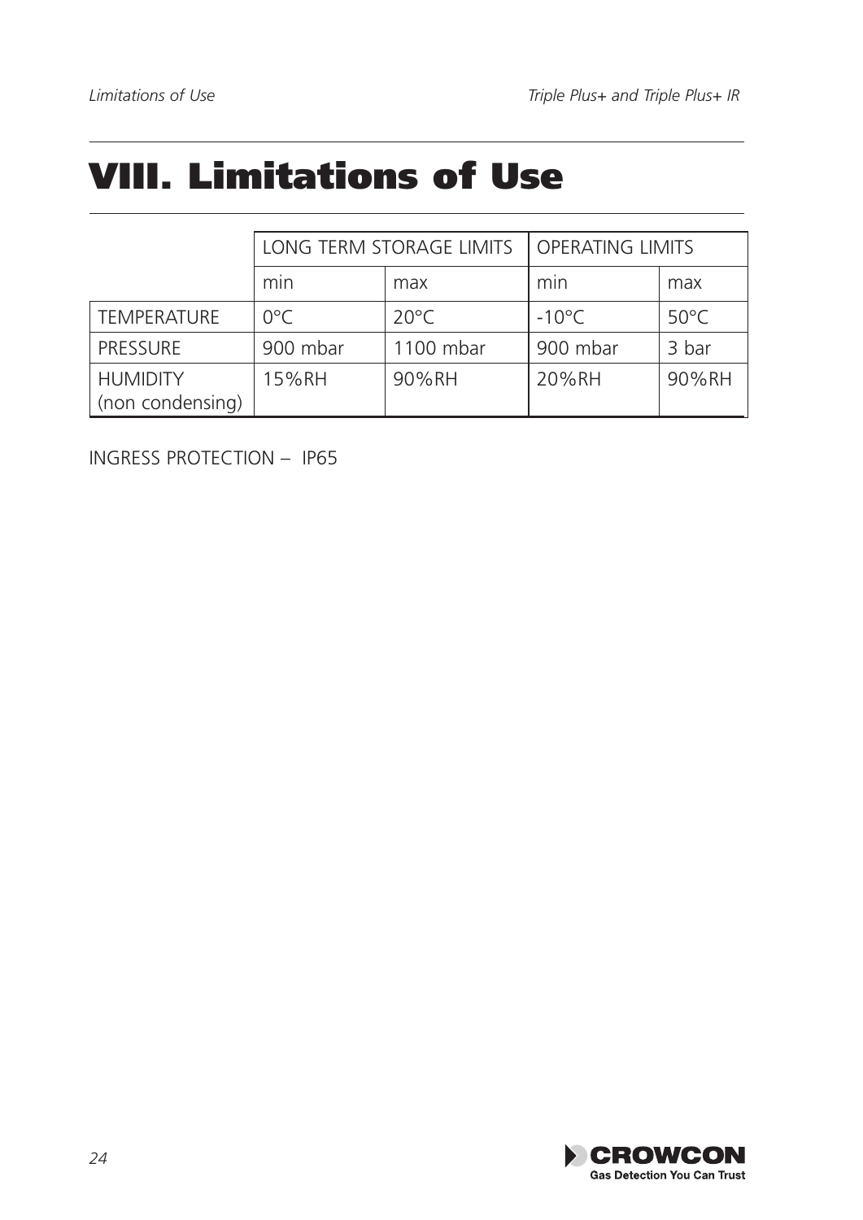# VIII. Limitations of Use

| | LONG TERM STORAGE LIMITS | | OPERATING LIMITS | |
|---|---|---|---|---|
| | min | max | min | max |
| TEMPERATURE | 0°C | 20°C | -10°C | 50°C |
| PRESSURE | 900 mbar | 1100 mbar | 900 mbar | 3 bar |
| HUMIDITY (non condensing) | 15%RH | 90%RH | 20%RH | 90%RH |

INGRESS PROTECTION – IP65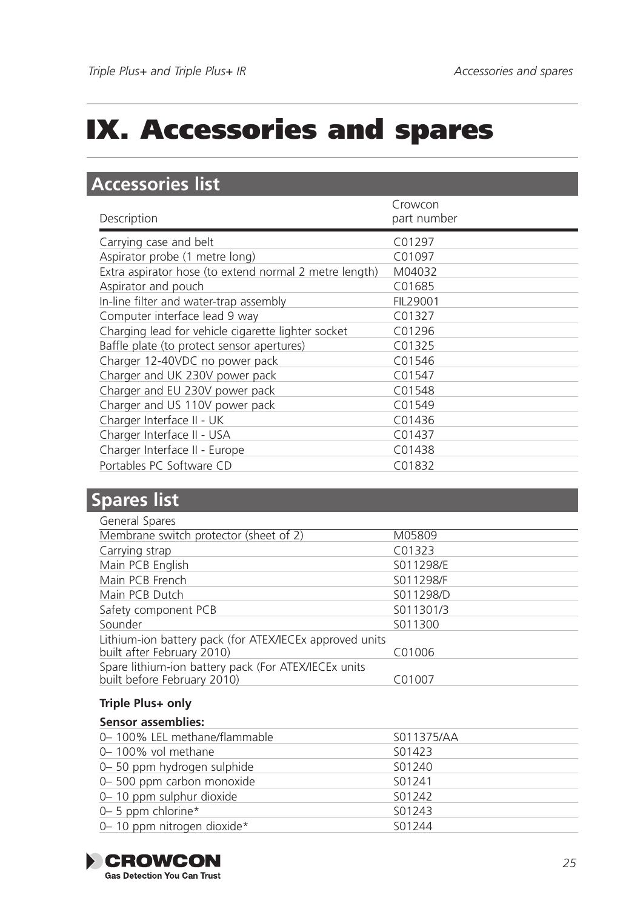# IX. Accessories and spares

## Accessories list

| Description | Crowcon part number |
|---|---|
| Carrying case and belt | C01297 |
| Aspirator probe (1 metre long) | C01097 |
| Extra aspirator hose (to extend normal 2 metre length) | M04032 |
| Aspirator and pouch | C01685 |
| In-line filter and water-trap assembly | FIL29001 |
| Computer interface lead 9 way | C01327 |
| Charging lead for vehicle cigarette lighter socket | C01296 |
| Baffle plate (to protect sensor apertures) | C01325 |
| Charger 12-40VDC no power pack | C01546 |
| Charger and UK 230V power pack | C01547 |
| Charger and EU 230V power pack | C01548 |
| Charger and US 110V power pack | C01549 |
| Charger Interface II - UK | C01436 |
| Charger Interface II - USA | C01437 |
| Charger Interface II - Europe | C01438 |
| Portables PC Software CD | C01832 |

## Spares list

| General Spares | |
|---|---|
| Membrane switch protector (sheet of 2) | M05809 |
| Carrying strap | C01323 |
| Main PCB English | S011298/E |
| Main PCB French | S011298/F |
| Main PCB Dutch | S011298/D |
| Safety component PCB | S011301/3 |
| Sounder | S011300 |
| Lithium-ion battery pack (for ATEX/IECEx approved units built after February 2010) | C01006 |
| Spare lithium-ion battery pack (For ATEX/IECEx units built before February 2010) | C01007 |

**Triple Plus+ only**

**Sensor assemblies:**

| | |
|---|---|
| 0– 100% LEL methane/flammable | S011375/AA |
| 0– 100% vol methane | S01423 |
| 0– 50 ppm hydrogen sulphide | S01240 |
| 0– 500 ppm carbon monoxide | S01241 |
| 0– 10 ppm sulphur dioxide | S01242 |
| 0– 5 ppm chlorine* | S01243 |
| 0– 10 ppm nitrogen dioxide* | S01244 |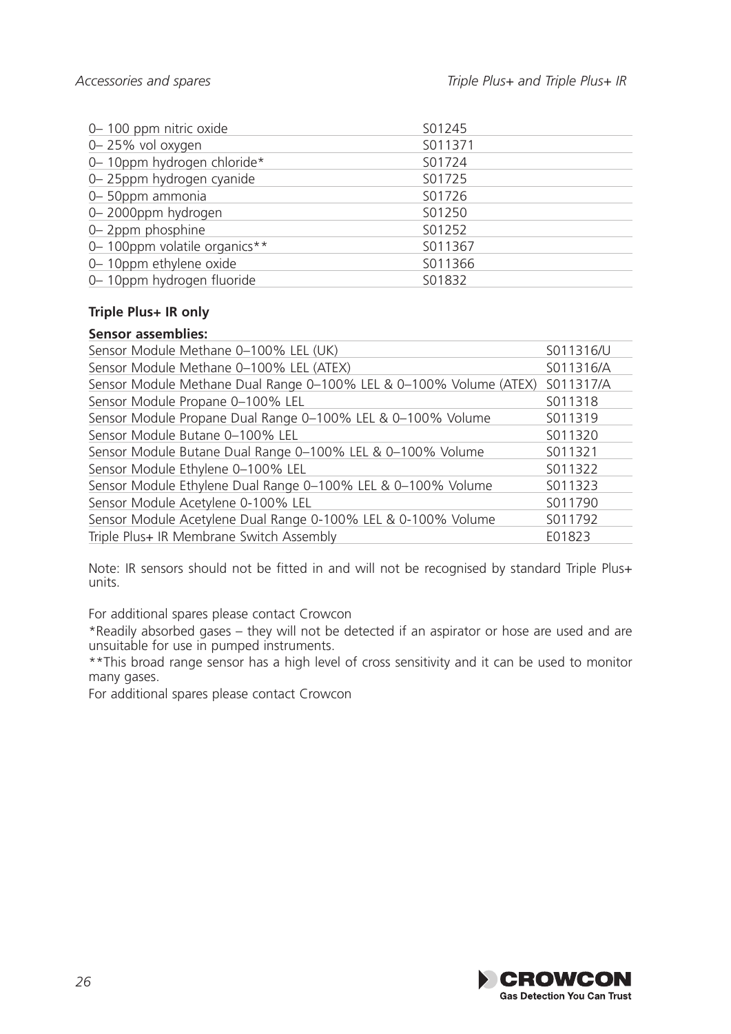| | |
|---|---|
| 0– 100 ppm nitric oxide | S01245 |
| 0– 25% vol oxygen | S011371 |
| 0– 10ppm hydrogen chloride* | S01724 |
| 0– 25ppm hydrogen cyanide | S01725 |
| 0– 50ppm ammonia | S01726 |
| 0– 2000ppm hydrogen | S01250 |
| 0– 2ppm phosphine | S01252 |
| 0– 100ppm volatile organics** | S011367 |
| 0– 10ppm ethylene oxide | S011366 |
| 0– 10ppm hydrogen fluoride | S01832 |

**Triple Plus+ IR only**

**Sensor assemblies:**

| | |
|---|---|
| Sensor Module Methane 0–100% LEL (UK) | S011316/U |
| Sensor Module Methane 0–100% LEL (ATEX) | S011316/A |
| Sensor Module Methane Dual Range 0–100% LEL & 0–100% Volume (ATEX) | S011317/A |
| Sensor Module Propane 0–100% LEL | S011318 |
| Sensor Module Propane Dual Range 0–100% LEL & 0–100% Volume | S011319 |
| Sensor Module Butane 0–100% LEL | S011320 |
| Sensor Module Butane Dual Range 0–100% LEL & 0–100% Volume | S011321 |
| Sensor Module Ethylene 0–100% LEL | S011322 |
| Sensor Module Ethylene Dual Range 0–100% LEL & 0–100% Volume | S011323 |
| Sensor Module Acetylene 0-100% LEL | S011790 |
| Sensor Module Acetylene Dual Range 0-100% LEL & 0-100% Volume | S011792 |
| Triple Plus+ IR Membrane Switch Assembly | E01823 |

Note: IR sensors should not be fitted in and will not be recognised by standard Triple Plus+ units.

For additional spares please contact Crowcon

*Readily absorbed gases – they will not be detected if an aspirator or hose are used and are unsuitable for use in pumped instruments.

**This broad range sensor has a high level of cross sensitivity and it can be used to monitor many gases.

For additional spares please contact Crowcon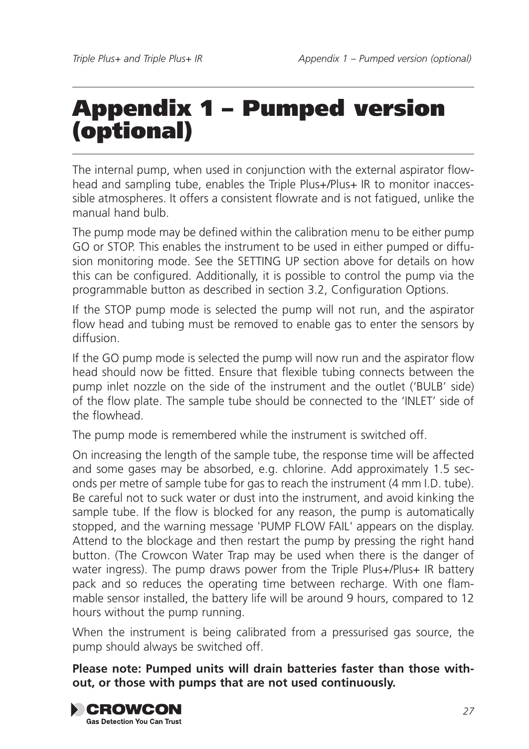# Appendix 1 – Pumped version (optional)

The internal pump, when used in conjunction with the external aspirator flowhead and sampling tube, enables the Triple Plus+/Plus+ IR to monitor inaccessible atmospheres. It offers a consistent flowrate and is not fatigued, unlike the manual hand bulb.

The pump mode may be defined within the calibration menu to be either pump GO or STOP. This enables the instrument to be used in either pumped or diffusion monitoring mode. See the SETTING UP section above for details on how this can be configured. Additionally, it is possible to control the pump via the programmable button as described in section 3.2, Configuration Options.

If the STOP pump mode is selected the pump will not run, and the aspirator flow head and tubing must be removed to enable gas to enter the sensors by diffusion.

If the GO pump mode is selected the pump will now run and the aspirator flow head should now be fitted. Ensure that flexible tubing connects between the pump inlet nozzle on the side of the instrument and the outlet ('BULB' side) of the flow plate. The sample tube should be connected to the 'INLET' side of the flowhead.

The pump mode is remembered while the instrument is switched off.

On increasing the length of the sample tube, the response time will be affected and some gases may be absorbed, e.g. chlorine. Add approximately 1.5 seconds per metre of sample tube for gas to reach the instrument (4 mm I.D. tube). Be careful not to suck water or dust into the instrument, and avoid kinking the sample tube. If the flow is blocked for any reason, the pump is automatically stopped, and the warning message 'PUMP FLOW FAIL' appears on the display. Attend to the blockage and then restart the pump by pressing the right hand button. (The Crowcon Water Trap may be used when there is the danger of water ingress). The pump draws power from the Triple Plus+/Plus+ IR battery pack and so reduces the operating time between recharge. With one flammable sensor installed, the battery life will be around 9 hours, compared to 12 hours without the pump running.

When the instrument is being calibrated from a pressurised gas source, the pump should always be switched off.

**Please note: Pumped units will drain batteries faster than those without, or those with pumps that are not used continuously.**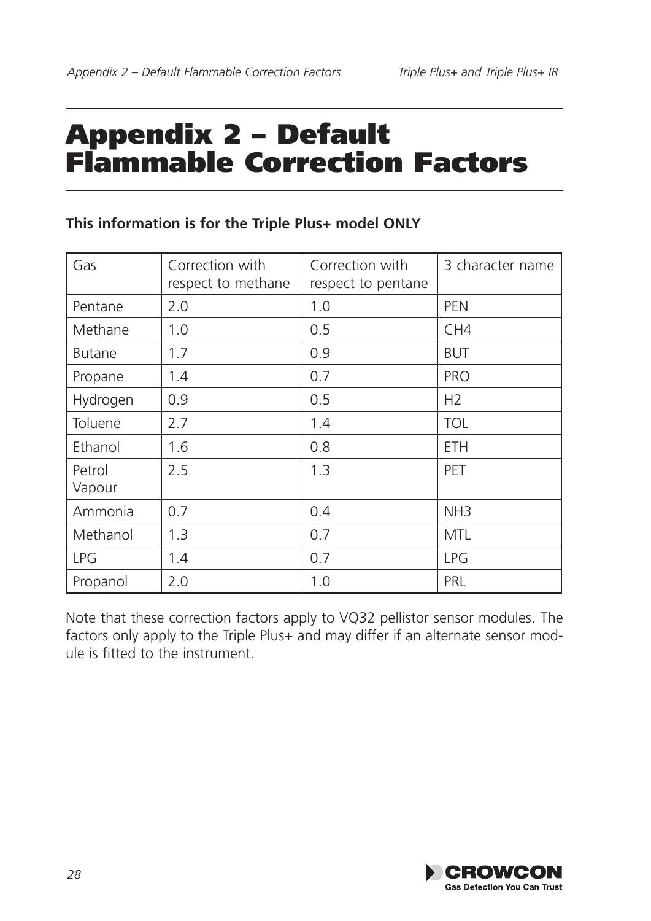# Appendix 2 – Default Flammable Correction Factors

**This information is for the Triple Plus+ model ONLY**

| Gas | Correction with respect to methane | Correction with respect to pentane | 3 character name |
|---|---|---|---|
| Pentane | 2.0 | 1.0 | PEN |
| Methane | 1.0 | 0.5 | CH4 |
| Butane | 1.7 | 0.9 | BUT |
| Propane | 1.4 | 0.7 | PRO |
| Hydrogen | 0.9 | 0.5 | H2 |
| Toluene | 2.7 | 1.4 | TOL |
| Ethanol | 1.6 | 0.8 | ETH |
| Petrol Vapour | 2.5 | 1.3 | PET |
| Ammonia | 0.7 | 0.4 | NH3 |
| Methanol | 1.3 | 0.7 | MTL |
| LPG | 1.4 | 0.7 | LPG |
| Propanol | 2.0 | 1.0 | PRL |

Note that these correction factors apply to VQ32 pellistor sensor modules. The factors only apply to the Triple Plus+ and may differ if an alternate sensor module is fitted to the instrument.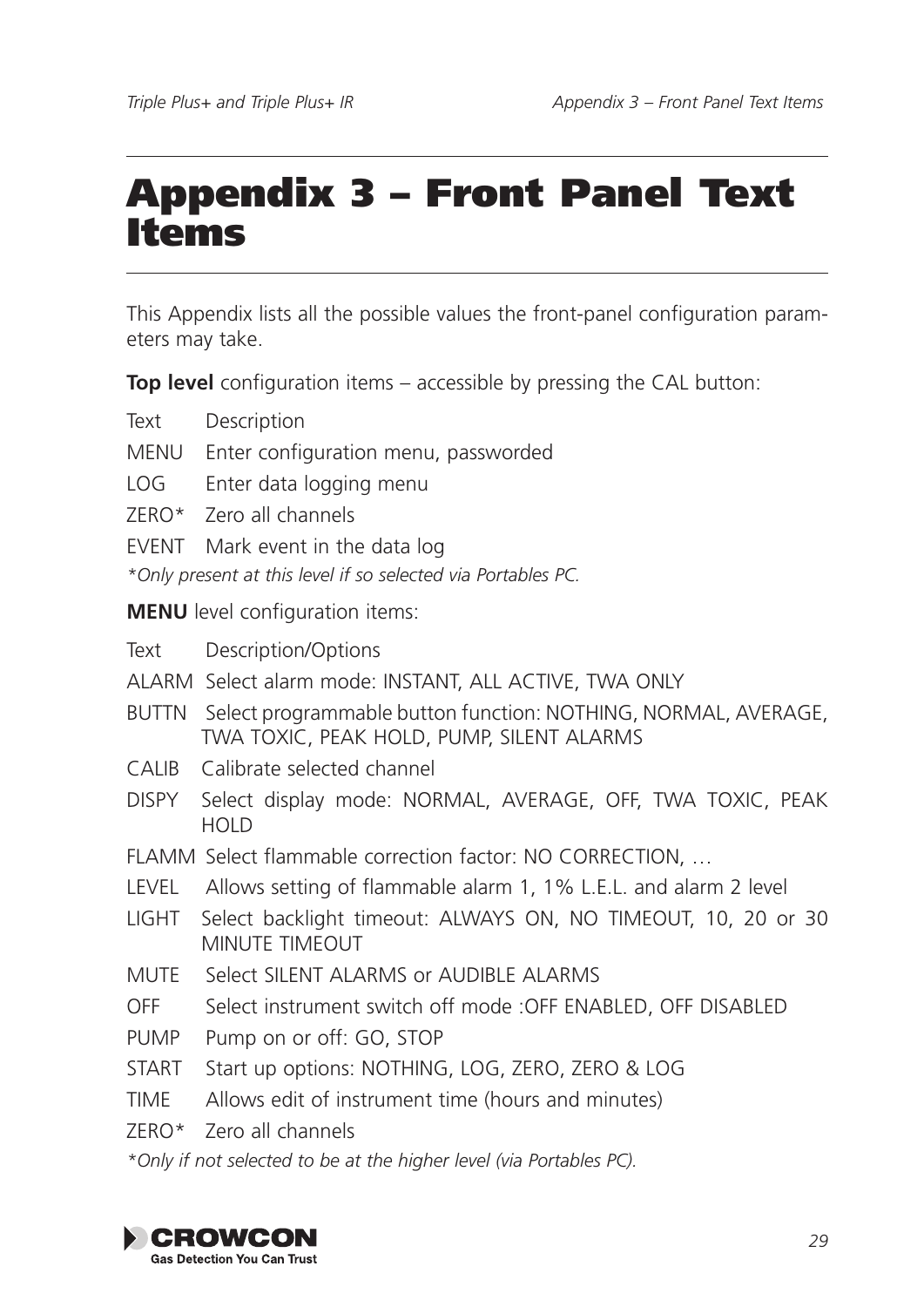# Appendix 3 – Front Panel Text Items

This Appendix lists all the possible values the front-panel configuration parameters may take.

**Top level** configuration items – accessible by pressing the CAL button:

| Text | Description |
|---|---|
| MENU | Enter configuration menu, passworded |
| LOG | Enter data logging menu |
| ZERO* | Zero all channels |
| EVENT | Mark event in the data log |

*\*Only present at this level if so selected via Portables PC.*

**MENU** level configuration items:

| Text | Description/Options |
|---|---|
| ALARM | Select alarm mode: INSTANT, ALL ACTIVE, TWA ONLY |
| BUTTN | Select programmable button function: NOTHING, NORMAL, AVERAGE, TWA TOXIC, PEAK HOLD, PUMP, SILENT ALARMS |
| CALIB | Calibrate selected channel |
| DISPY | Select display mode: NORMAL, AVERAGE, OFF, TWA TOXIC, PEAK HOLD |
| FLAMM | Select flammable correction factor: NO CORRECTION, … |
| LEVEL | Allows setting of flammable alarm 1, 1% L.E.L. and alarm 2 level |
| LIGHT | Select backlight timeout: ALWAYS ON, NO TIMEOUT, 10, 20 or 30 MINUTE TIMEOUT |
| MUTE | Select SILENT ALARMS or AUDIBLE ALARMS |
| OFF | Select instrument switch off mode :OFF ENABLED, OFF DISABLED |
| PUMP | Pump on or off: GO, STOP |
| START | Start up options: NOTHING, LOG, ZERO, ZERO & LOG |
| TIME | Allows edit of instrument time (hours and minutes) |
| ZERO* | Zero all channels |

*\*Only if not selected to be at the higher level (via Portables PC).*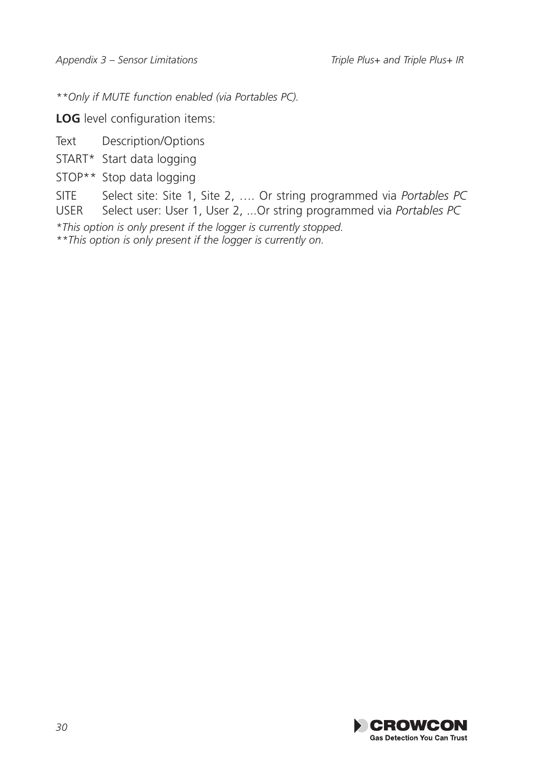*\*\*Only if MUTE function enabled (via Portables PC).*

**LOG** level configuration items:

| Text | Description/Options |
|---|---|
| START* | Start data logging |
| STOP** | Stop data logging |
| SITE | Select site: Site 1, Site 2, …. Or string programmed via *Portables PC* |
| USER | Select user: User 1, User 2, ...Or string programmed via *Portables PC* |

*\*This option is only present if the logger is currently stopped.*
*\*\*This option is only present if the logger is currently on.*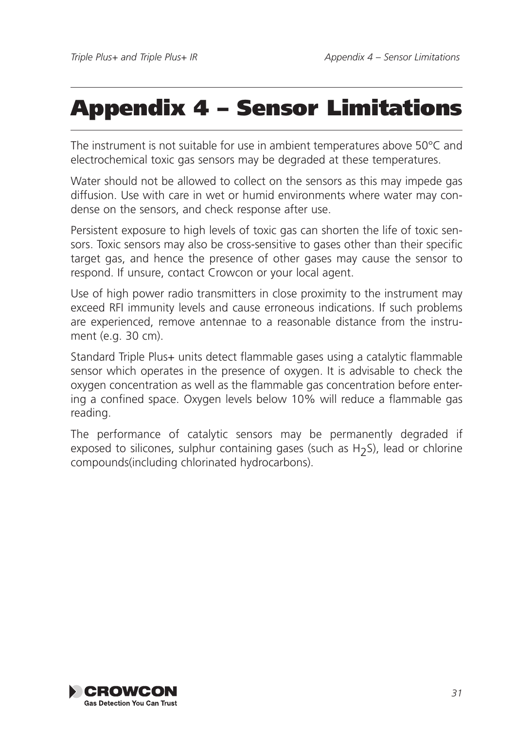# Appendix 4 – Sensor Limitations

The instrument is not suitable for use in ambient temperatures above 50°C and electrochemical toxic gas sensors may be degraded at these temperatures.

Water should not be allowed to collect on the sensors as this may impede gas diffusion. Use with care in wet or humid environments where water may condense on the sensors, and check response after use.

Persistent exposure to high levels of toxic gas can shorten the life of toxic sensors. Toxic sensors may also be cross-sensitive to gases other than their specific target gas, and hence the presence of other gases may cause the sensor to respond. If unsure, contact Crowcon or your local agent.

Use of high power radio transmitters in close proximity to the instrument may exceed RFI immunity levels and cause erroneous indications. If such problems are experienced, remove antennae to a reasonable distance from the instrument (e.g. 30 cm).

Standard Triple Plus+ units detect flammable gases using a catalytic flammable sensor which operates in the presence of oxygen. It is advisable to check the oxygen concentration as well as the flammable gas concentration before entering a confined space. Oxygen levels below 10% will reduce a flammable gas reading.

The performance of catalytic sensors may be permanently degraded if exposed to silicones, sulphur containing gases (such as $H_2S$), lead or chlorine compounds(including chlorinated hydrocarbons).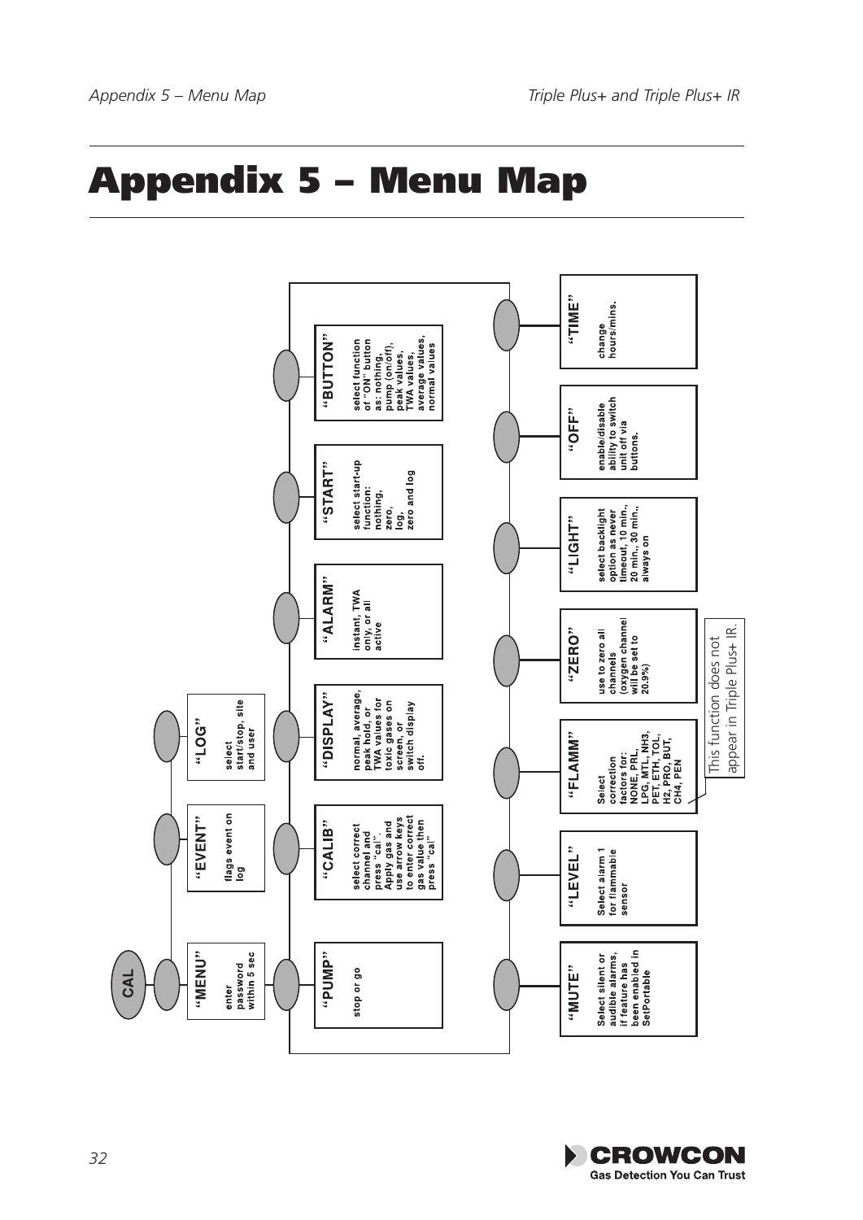# Appendix 5 – Menu Map

CAL

**"MENU"** enter password within 5 sec

**"EVENT"** flags event on log

**"LOG"** select start/stop, site and user

**"PUMP"** stop or go

**"CALIB"** select correct channel and press "cal". Apply gas and use arrow keys to enter correct gas value then press "cal"

**"DISPLAY"** normal, average, peak hold, or TWA values for toxic gases on screen, or switch display off.

**"ALARM"** instant, TWA only, or all active

**"START"** select start-up function: nothing, zero, log, zero and log

**"BUTTON"** select function of "ON" button as: nothing, pump (on/off), peak values, TWA values, average values, normal values

**"MUTE"** Select silent or audible alarms, if feature has been enabled in SetPortable

**"LEVEL"** Select alarm 1 for flammable sensor

**"FLAMM"** Select correction factors for: NONE, PRL, LPG, MTL, NH3, PET, ETH, TOL, H2, PRO, BUT, CH4, PEN

This function does not appear in Triple Plus+ IR.

**"ZERO"** use to zero all channels (oxygen channel will be set to 20.9%)

**"LIGHT"** select backlight option as never timeout, 10 min., 20 min., 30 min., always on

**"OFF"** enable/disable ability to switch unit off via buttons.

**"TIME"** change hours/mins.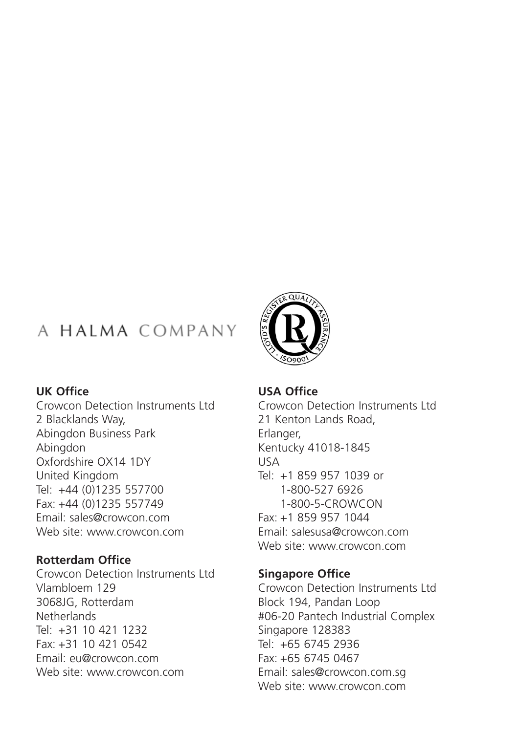A HALMA COMPANY

LLOYD'S REGISTER QUALITY ASSURANCE · ISO9001

**UK Office**
Crowcon Detection Instruments Ltd
2 Blacklands Way,
Abingdon Business Park
Abingdon
Oxfordshire OX14 1DY
United Kingdom
Tel: +44 (0)1235 557700
Fax: +44 (0)1235 557749
Email: sales@crowcon.com
Web site: www.crowcon.com

**Rotterdam Office**
Crowcon Detection Instruments Ltd
Vlambloem 129
3068JG, Rotterdam
Netherlands
Tel: +31 10 421 1232
Fax: +31 10 421 0542
Email: eu@crowcon.com
Web site: www.crowcon.com

**USA Office**
Crowcon Detection Instruments Ltd
21 Kenton Lands Road,
Erlanger,
Kentucky 41018-1845
USA
Tel: +1 859 957 1039 or
1-800-527 6926
1-800-5-CROWCON
Fax: +1 859 957 1044
Email: salesusa@crowcon.com
Web site: www.crowcon.com

**Singapore Office**
Crowcon Detection Instruments Ltd
Block 194, Pandan Loop
#06-20 Pantech Industrial Complex
Singapore 128383
Tel: +65 6745 2936
Fax: +65 6745 0467
Email: sales@crowcon.com.sg
Web site: www.crowcon.com